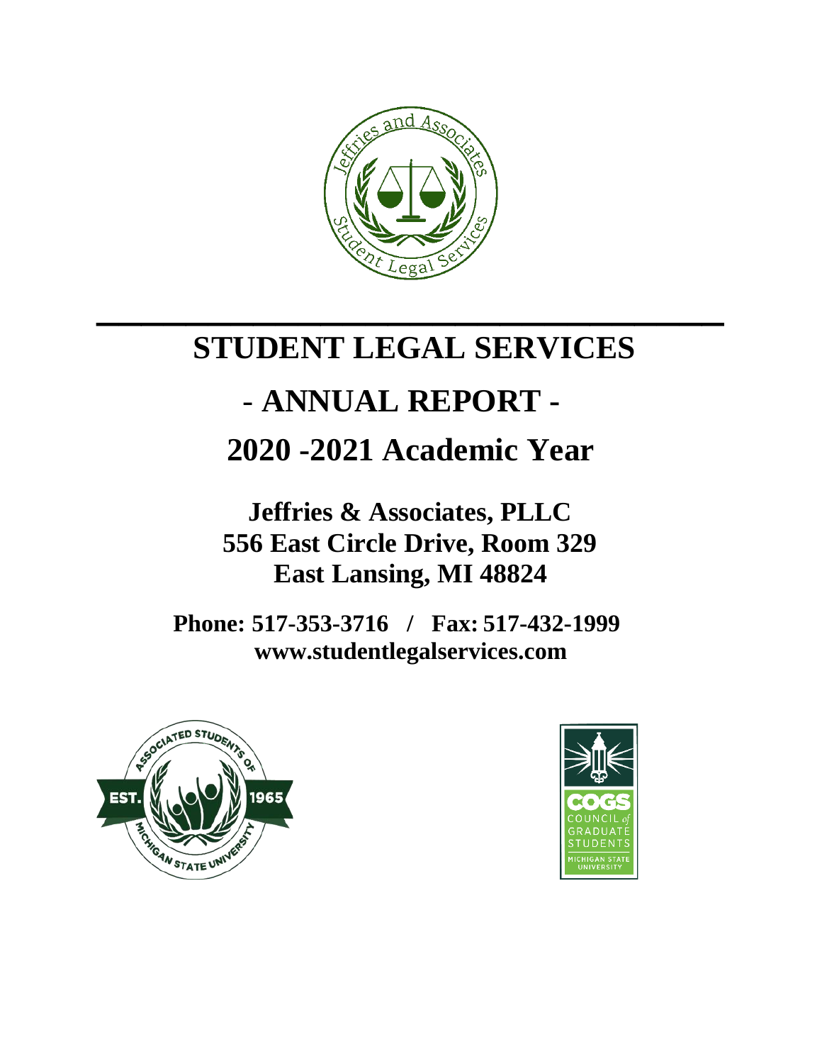# STUDENT LEGAL SERVICES

# - ANNUAL REPORT -

# 2020 -2021 Academic Year

**Jeffries & Associates, PLLC**
**556 East Circle Drive, Room 329**
**East Lansing, MI 48824**

**Phone: 517-353-3716 / Fax: 517-432-1999**
**www.studentlegalservices.com**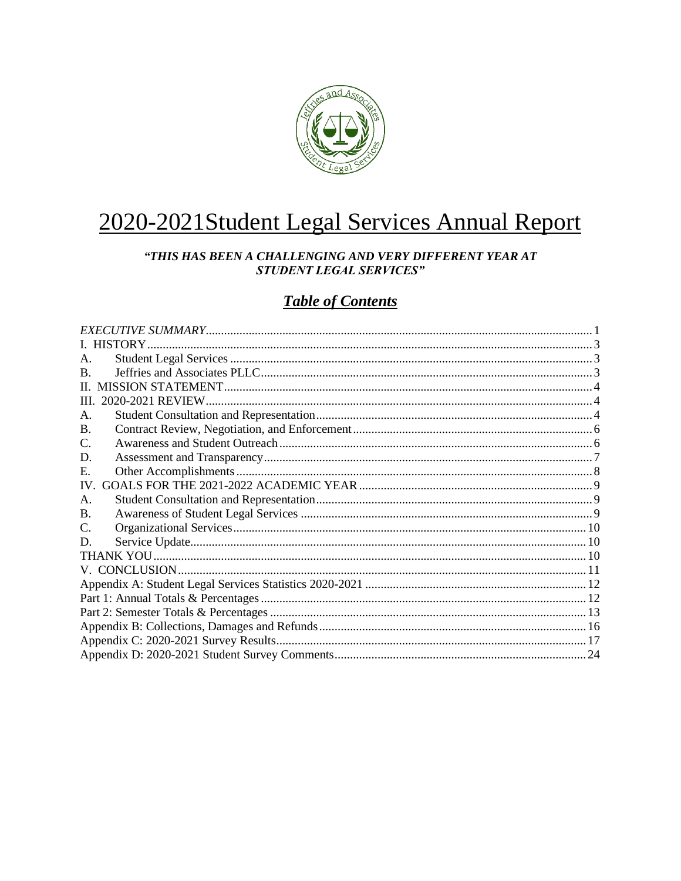# 2020-2021Student Legal Services Annual Report

***"THIS HAS BEEN A CHALLENGING AND VERY DIFFERENT YEAR AT STUDENT LEGAL SERVICES"***

## ***Table of Contents***

*EXECUTIVE SUMMARY* ... 1
I. HISTORY ... 3
A. Student Legal Services ... 3
B. Jeffries and Associates PLLC ... 3
II. MISSION STATEMENT ... 4
III. 2020-2021 REVIEW ... 4
A. Student Consultation and Representation ... 4
B. Contract Review, Negotiation, and Enforcement ... 6
C. Awareness and Student Outreach ... 6
D. Assessment and Transparency ... 7
E. Other Accomplishments ... 8
IV. GOALS FOR THE 2021-2022 ACADEMIC YEAR ... 9
A. Student Consultation and Representation ... 9
B. Awareness of Student Legal Services ... 9
C. Organizational Services ... 10
D. Service Update ... 10
THANK YOU ... 10
V. CONCLUSION ... 11
Appendix A: Student Legal Services Statistics 2020-2021 ... 12
Part 1: Annual Totals & Percentages ... 12
Part 2: Semester Totals & Percentages ... 13
Appendix B: Collections, Damages and Refunds ... 16
Appendix C: 2020-2021 Survey Results ... 17
Appendix D: 2020-2021 Student Survey Comments ... 24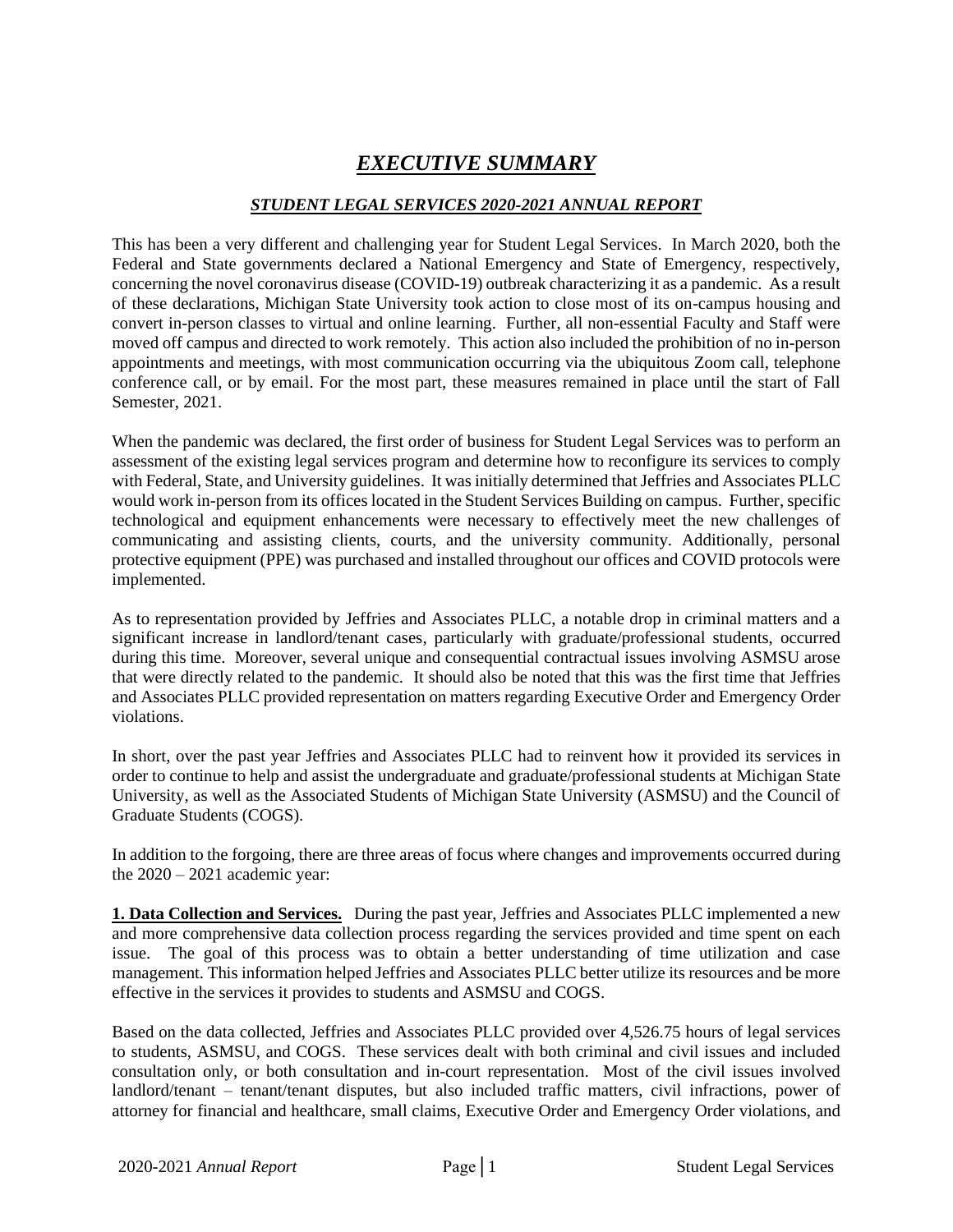# ***EXECUTIVE SUMMARY***

## ***STUDENT LEGAL SERVICES 2020-2021 ANNUAL REPORT***

This has been a very different and challenging year for Student Legal Services. In March 2020, both the Federal and State governments declared a National Emergency and State of Emergency, respectively, concerning the novel coronavirus disease (COVID-19) outbreak characterizing it as a pandemic. As a result of these declarations, Michigan State University took action to close most of its on-campus housing and convert in-person classes to virtual and online learning. Further, all non-essential Faculty and Staff were moved off campus and directed to work remotely. This action also included the prohibition of no in-person appointments and meetings, with most communication occurring via the ubiquitous Zoom call, telephone conference call, or by email. For the most part, these measures remained in place until the start of Fall Semester, 2021.

When the pandemic was declared, the first order of business for Student Legal Services was to perform an assessment of the existing legal services program and determine how to reconfigure its services to comply with Federal, State, and University guidelines. It was initially determined that Jeffries and Associates PLLC would work in-person from its offices located in the Student Services Building on campus. Further, specific technological and equipment enhancements were necessary to effectively meet the new challenges of communicating and assisting clients, courts, and the university community. Additionally, personal protective equipment (PPE) was purchased and installed throughout our offices and COVID protocols were implemented.

As to representation provided by Jeffries and Associates PLLC, a notable drop in criminal matters and a significant increase in landlord/tenant cases, particularly with graduate/professional students, occurred during this time. Moreover, several unique and consequential contractual issues involving ASMSU arose that were directly related to the pandemic. It should also be noted that this was the first time that Jeffries and Associates PLLC provided representation on matters regarding Executive Order and Emergency Order violations.

In short, over the past year Jeffries and Associates PLLC had to reinvent how it provided its services in order to continue to help and assist the undergraduate and graduate/professional students at Michigan State University, as well as the Associated Students of Michigan State University (ASMSU) and the Council of Graduate Students (COGS).

In addition to the forgoing, there are three areas of focus where changes and improvements occurred during the 2020 – 2021 academic year:

**1. Data Collection and Services.** During the past year, Jeffries and Associates PLLC implemented a new and more comprehensive data collection process regarding the services provided and time spent on each issue. The goal of this process was to obtain a better understanding of time utilization and case management. This information helped Jeffries and Associates PLLC better utilize its resources and be more effective in the services it provides to students and ASMSU and COGS.

Based on the data collected, Jeffries and Associates PLLC provided over 4,526.75 hours of legal services to students, ASMSU, and COGS. These services dealt with both criminal and civil issues and included consultation only, or both consultation and in-court representation. Most of the civil issues involved landlord/tenant – tenant/tenant disputes, but also included traffic matters, civil infractions, power of attorney for financial and healthcare, small claims, Executive Order and Emergency Order violations, and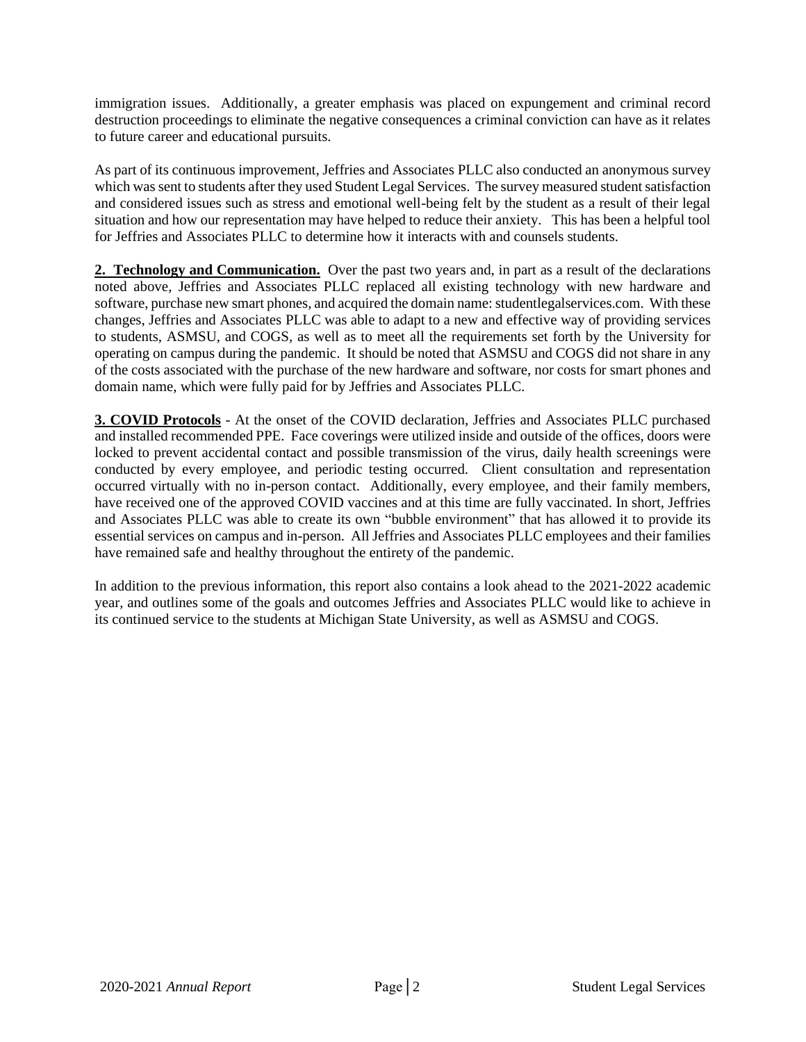immigration issues. Additionally, a greater emphasis was placed on expungement and criminal record destruction proceedings to eliminate the negative consequences a criminal conviction can have as it relates to future career and educational pursuits.

As part of its continuous improvement, Jeffries and Associates PLLC also conducted an anonymous survey which was sent to students after they used Student Legal Services. The survey measured student satisfaction and considered issues such as stress and emotional well-being felt by the student as a result of their legal situation and how our representation may have helped to reduce their anxiety. This has been a helpful tool for Jeffries and Associates PLLC to determine how it interacts with and counsels students.

**2. Technology and Communication.** Over the past two years and, in part as a result of the declarations noted above, Jeffries and Associates PLLC replaced all existing technology with new hardware and software, purchase new smart phones, and acquired the domain name: studentlegalservices.com. With these changes, Jeffries and Associates PLLC was able to adapt to a new and effective way of providing services to students, ASMSU, and COGS, as well as to meet all the requirements set forth by the University for operating on campus during the pandemic. It should be noted that ASMSU and COGS did not share in any of the costs associated with the purchase of the new hardware and software, nor costs for smart phones and domain name, which were fully paid for by Jeffries and Associates PLLC.

**3. COVID Protocols** - At the onset of the COVID declaration, Jeffries and Associates PLLC purchased and installed recommended PPE. Face coverings were utilized inside and outside of the offices, doors were locked to prevent accidental contact and possible transmission of the virus, daily health screenings were conducted by every employee, and periodic testing occurred. Client consultation and representation occurred virtually with no in-person contact. Additionally, every employee, and their family members, have received one of the approved COVID vaccines and at this time are fully vaccinated. In short, Jeffries and Associates PLLC was able to create its own "bubble environment" that has allowed it to provide its essential services on campus and in-person. All Jeffries and Associates PLLC employees and their families have remained safe and healthy throughout the entirety of the pandemic.

In addition to the previous information, this report also contains a look ahead to the 2021-2022 academic year, and outlines some of the goals and outcomes Jeffries and Associates PLLC would like to achieve in its continued service to the students at Michigan State University, as well as ASMSU and COGS.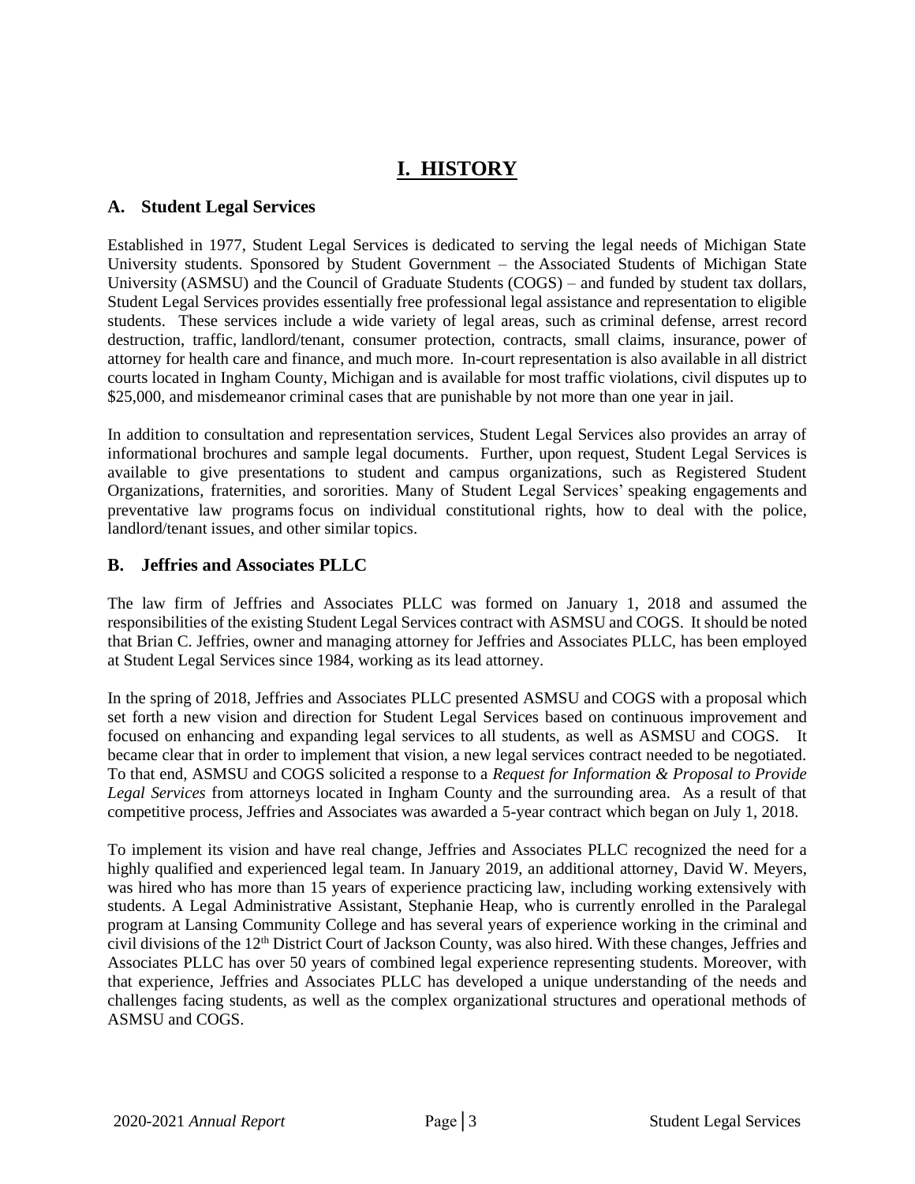# I. HISTORY

## A. Student Legal Services

Established in 1977, Student Legal Services is dedicated to serving the legal needs of Michigan State University students. Sponsored by Student Government – the Associated Students of Michigan State University (ASMSU) and the Council of Graduate Students (COGS) – and funded by student tax dollars, Student Legal Services provides essentially free professional legal assistance and representation to eligible students. These services include a wide variety of legal areas, such as criminal defense, arrest record destruction, traffic, landlord/tenant, consumer protection, contracts, small claims, insurance, power of attorney for health care and finance, and much more. In-court representation is also available in all district courts located in Ingham County, Michigan and is available for most traffic violations, civil disputes up to $25,000, and misdemeanor criminal cases that are punishable by not more than one year in jail.

In addition to consultation and representation services, Student Legal Services also provides an array of informational brochures and sample legal documents. Further, upon request, Student Legal Services is available to give presentations to student and campus organizations, such as Registered Student Organizations, fraternities, and sororities. Many of Student Legal Services' speaking engagements and preventative law programs focus on individual constitutional rights, how to deal with the police, landlord/tenant issues, and other similar topics.

## B. Jeffries and Associates PLLC

The law firm of Jeffries and Associates PLLC was formed on January 1, 2018 and assumed the responsibilities of the existing Student Legal Services contract with ASMSU and COGS. It should be noted that Brian C. Jeffries, owner and managing attorney for Jeffries and Associates PLLC, has been employed at Student Legal Services since 1984, working as its lead attorney.

In the spring of 2018, Jeffries and Associates PLLC presented ASMSU and COGS with a proposal which set forth a new vision and direction for Student Legal Services based on continuous improvement and focused on enhancing and expanding legal services to all students, as well as ASMSU and COGS. It became clear that in order to implement that vision, a new legal services contract needed to be negotiated. To that end, ASMSU and COGS solicited a response to a *Request for Information & Proposal to Provide Legal Services* from attorneys located in Ingham County and the surrounding area. As a result of that competitive process, Jeffries and Associates was awarded a 5-year contract which began on July 1, 2018.

To implement its vision and have real change, Jeffries and Associates PLLC recognized the need for a highly qualified and experienced legal team. In January 2019, an additional attorney, David W. Meyers, was hired who has more than 15 years of experience practicing law, including working extensively with students. A Legal Administrative Assistant, Stephanie Heap, who is currently enrolled in the Paralegal program at Lansing Community College and has several years of experience working in the criminal and civil divisions of the 12th District Court of Jackson County, was also hired. With these changes, Jeffries and Associates PLLC has over 50 years of combined legal experience representing students. Moreover, with that experience, Jeffries and Associates PLLC has developed a unique understanding of the needs and challenges facing students, as well as the complex organizational structures and operational methods of ASMSU and COGS.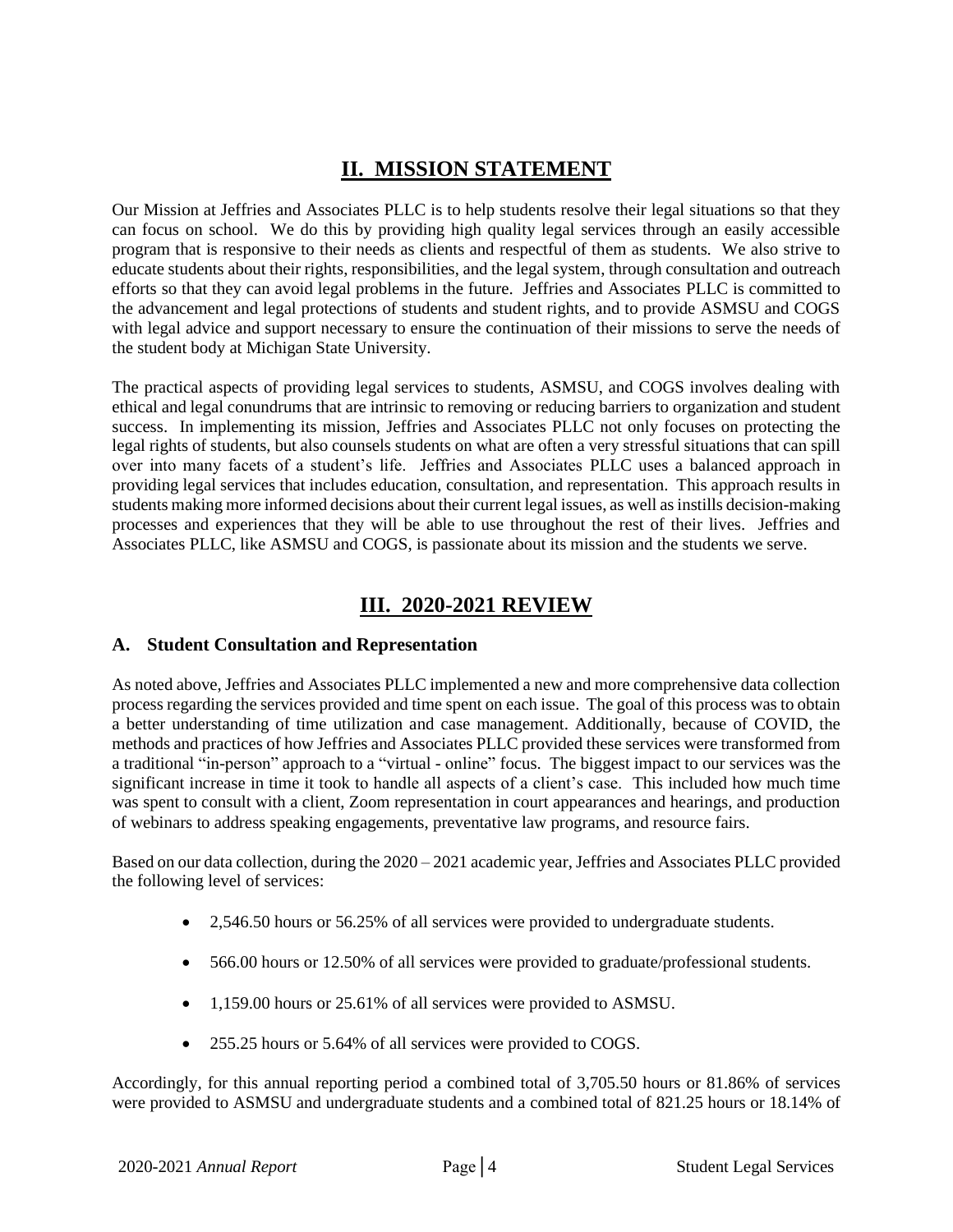## II. MISSION STATEMENT

Our Mission at Jeffries and Associates PLLC is to help students resolve their legal situations so that they can focus on school. We do this by providing high quality legal services through an easily accessible program that is responsive to their needs as clients and respectful of them as students. We also strive to educate students about their rights, responsibilities, and the legal system, through consultation and outreach efforts so that they can avoid legal problems in the future. Jeffries and Associates PLLC is committed to the advancement and legal protections of students and student rights, and to provide ASMSU and COGS with legal advice and support necessary to ensure the continuation of their missions to serve the needs of the student body at Michigan State University.

The practical aspects of providing legal services to students, ASMSU, and COGS involves dealing with ethical and legal conundrums that are intrinsic to removing or reducing barriers to organization and student success. In implementing its mission, Jeffries and Associates PLLC not only focuses on protecting the legal rights of students, but also counsels students on what are often a very stressful situations that can spill over into many facets of a student's life. Jeffries and Associates PLLC uses a balanced approach in providing legal services that includes education, consultation, and representation. This approach results in students making more informed decisions about their current legal issues, as well as instills decision-making processes and experiences that they will be able to use throughout the rest of their lives. Jeffries and Associates PLLC, like ASMSU and COGS, is passionate about its mission and the students we serve.

## III. 2020-2021 REVIEW

### A. Student Consultation and Representation

As noted above, Jeffries and Associates PLLC implemented a new and more comprehensive data collection process regarding the services provided and time spent on each issue. The goal of this process was to obtain a better understanding of time utilization and case management. Additionally, because of COVID, the methods and practices of how Jeffries and Associates PLLC provided these services were transformed from a traditional "in-person" approach to a "virtual - online" focus. The biggest impact to our services was the significant increase in time it took to handle all aspects of a client's case. This included how much time was spent to consult with a client, Zoom representation in court appearances and hearings, and production of webinars to address speaking engagements, preventative law programs, and resource fairs.

Based on our data collection, during the 2020 – 2021 academic year, Jeffries and Associates PLLC provided the following level of services:

- 2,546.50 hours or 56.25% of all services were provided to undergraduate students.
- 566.00 hours or 12.50% of all services were provided to graduate/professional students.
- 1,159.00 hours or 25.61% of all services were provided to ASMSU.
- 255.25 hours or 5.64% of all services were provided to COGS.

Accordingly, for this annual reporting period a combined total of 3,705.50 hours or 81.86% of services were provided to ASMSU and undergraduate students and a combined total of 821.25 hours or 18.14% of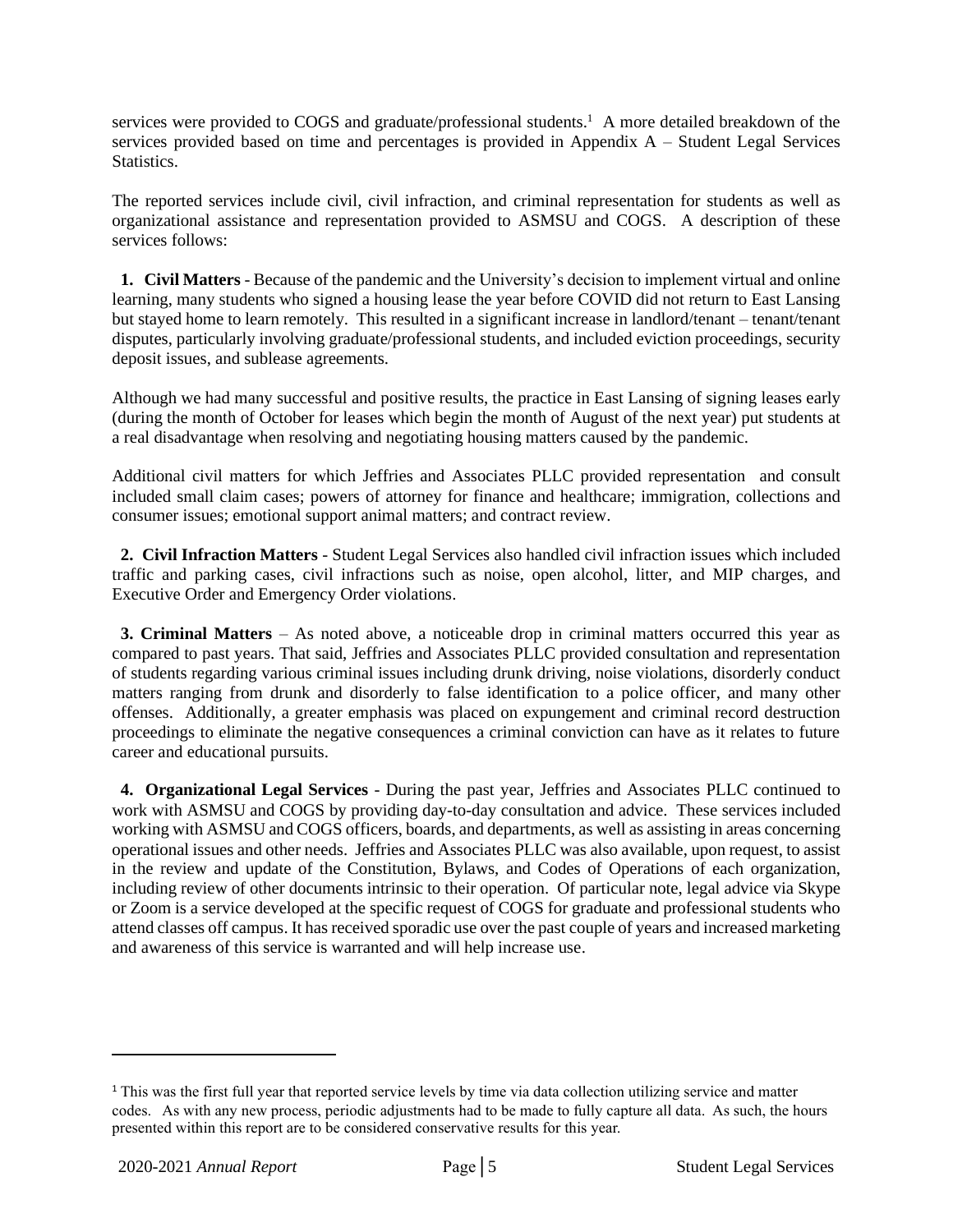services were provided to COGS and graduate/professional students.[1] A more detailed breakdown of the services provided based on time and percentages is provided in Appendix A – Student Legal Services Statistics.

The reported services include civil, civil infraction, and criminal representation for students as well as organizational assistance and representation provided to ASMSU and COGS. A description of these services follows:

1. **Civil Matters** - Because of the pandemic and the University's decision to implement virtual and online learning, many students who signed a housing lease the year before COVID did not return to East Lansing but stayed home to learn remotely. This resulted in a significant increase in landlord/tenant – tenant/tenant disputes, particularly involving graduate/professional students, and included eviction proceedings, security deposit issues, and sublease agreements.

Although we had many successful and positive results, the practice in East Lansing of signing leases early (during the month of October for leases which begin the month of August of the next year) put students at a real disadvantage when resolving and negotiating housing matters caused by the pandemic.

Additional civil matters for which Jeffries and Associates PLLC provided representation and consult included small claim cases; powers of attorney for finance and healthcare; immigration, collections and consumer issues; emotional support animal matters; and contract review.

2. **Civil Infraction Matters** - Student Legal Services also handled civil infraction issues which included traffic and parking cases, civil infractions such as noise, open alcohol, litter, and MIP charges, and Executive Order and Emergency Order violations.

3. **Criminal Matters** – As noted above, a noticeable drop in criminal matters occurred this year as compared to past years. That said, Jeffries and Associates PLLC provided consultation and representation of students regarding various criminal issues including drunk driving, noise violations, disorderly conduct matters ranging from drunk and disorderly to false identification to a police officer, and many other offenses. Additionally, a greater emphasis was placed on expungement and criminal record destruction proceedings to eliminate the negative consequences a criminal conviction can have as it relates to future career and educational pursuits.

4. **Organizational Legal Services** - During the past year, Jeffries and Associates PLLC continued to work with ASMSU and COGS by providing day-to-day consultation and advice. These services included working with ASMSU and COGS officers, boards, and departments, as well as assisting in areas concerning operational issues and other needs. Jeffries and Associates PLLC was also available, upon request, to assist in the review and update of the Constitution, Bylaws, and Codes of Operations of each organization, including review of other documents intrinsic to their operation. Of particular note, legal advice via Skype or Zoom is a service developed at the specific request of COGS for graduate and professional students who attend classes off campus. It has received sporadic use over the past couple of years and increased marketing and awareness of this service is warranted and will help increase use.

---

[1] This was the first full year that reported service levels by time via data collection utilizing service and matter codes. As with any new process, periodic adjustments had to be made to fully capture all data. As such, the hours presented within this report are to be considered conservative results for this year.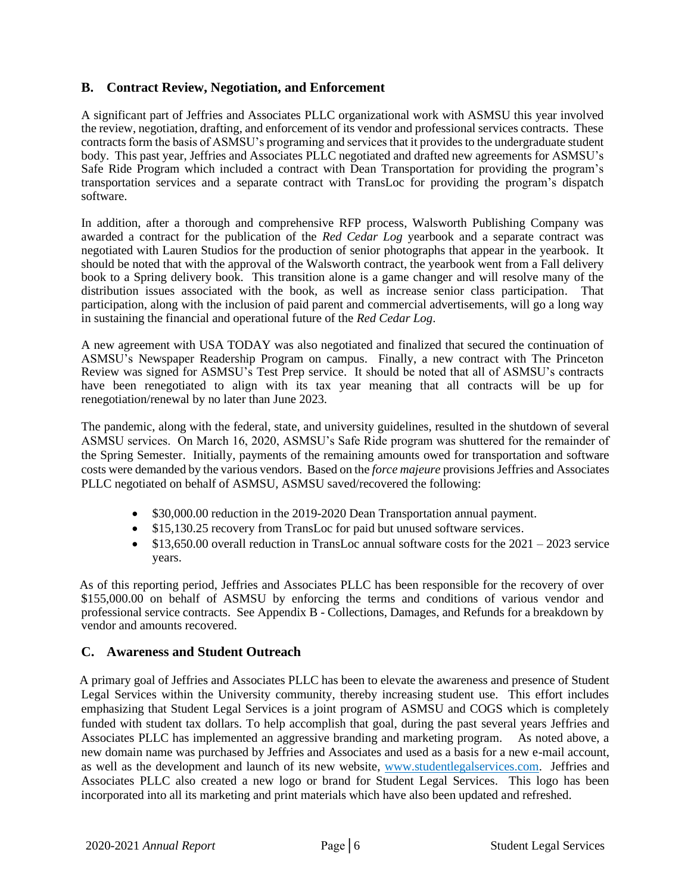## B. Contract Review, Negotiation, and Enforcement

A significant part of Jeffries and Associates PLLC organizational work with ASMSU this year involved the review, negotiation, drafting, and enforcement of its vendor and professional services contracts. These contracts form the basis of ASMSU's programing and services that it provides to the undergraduate student body. This past year, Jeffries and Associates PLLC negotiated and drafted new agreements for ASMSU's Safe Ride Program which included a contract with Dean Transportation for providing the program's transportation services and a separate contract with TransLoc for providing the program's dispatch software.

In addition, after a thorough and comprehensive RFP process, Walsworth Publishing Company was awarded a contract for the publication of the *Red Cedar Log* yearbook and a separate contract was negotiated with Lauren Studios for the production of senior photographs that appear in the yearbook. It should be noted that with the approval of the Walsworth contract, the yearbook went from a Fall delivery book to a Spring delivery book. This transition alone is a game changer and will resolve many of the distribution issues associated with the book, as well as increase senior class participation. That participation, along with the inclusion of paid parent and commercial advertisements, will go a long way in sustaining the financial and operational future of the *Red Cedar Log*.

A new agreement with USA TODAY was also negotiated and finalized that secured the continuation of ASMSU's Newspaper Readership Program on campus. Finally, a new contract with The Princeton Review was signed for ASMSU's Test Prep service. It should be noted that all of ASMSU's contracts have been renegotiated to align with its tax year meaning that all contracts will be up for renegotiation/renewal by no later than June 2023.

The pandemic, along with the federal, state, and university guidelines, resulted in the shutdown of several ASMSU services. On March 16, 2020, ASMSU's Safe Ride program was shuttered for the remainder of the Spring Semester. Initially, payments of the remaining amounts owed for transportation and software costs were demanded by the various vendors. Based on the *force majeure* provisions Jeffries and Associates PLLC negotiated on behalf of ASMSU, ASMSU saved/recovered the following:

- $30,000.00 reduction in the 2019-2020 Dean Transportation annual payment.
- $15,130.25 recovery from TransLoc for paid but unused software services.
- $13,650.00 overall reduction in TransLoc annual software costs for the 2021 – 2023 service years.

As of this reporting period, Jeffries and Associates PLLC has been responsible for the recovery of over $155,000.00 on behalf of ASMSU by enforcing the terms and conditions of various vendor and professional service contracts. See Appendix B - Collections, Damages, and Refunds for a breakdown by vendor and amounts recovered.

## C. Awareness and Student Outreach

A primary goal of Jeffries and Associates PLLC has been to elevate the awareness and presence of Student Legal Services within the University community, thereby increasing student use. This effort includes emphasizing that Student Legal Services is a joint program of ASMSU and COGS which is completely funded with student tax dollars. To help accomplish that goal, during the past several years Jeffries and Associates PLLC has implemented an aggressive branding and marketing program. As noted above, a new domain name was purchased by Jeffries and Associates and used as a basis for a new e-mail account, as well as the development and launch of its new website, www.studentlegalservices.com. Jeffries and Associates PLLC also created a new logo or brand for Student Legal Services. This logo has been incorporated into all its marketing and print materials which have also been updated and refreshed.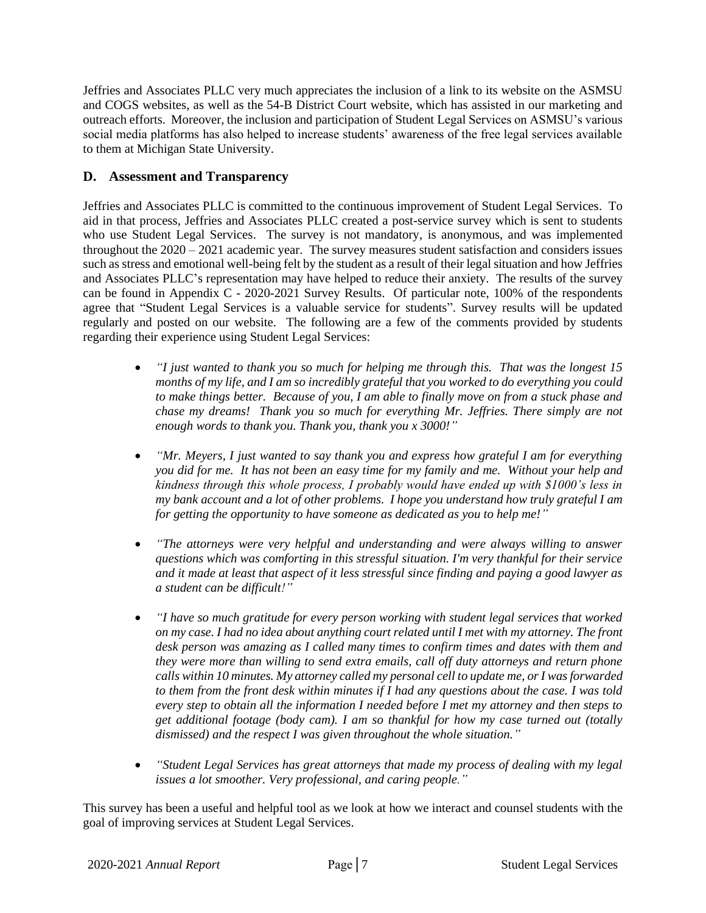Jeffries and Associates PLLC very much appreciates the inclusion of a link to its website on the ASMSU and COGS websites, as well as the 54-B District Court website, which has assisted in our marketing and outreach efforts. Moreover, the inclusion and participation of Student Legal Services on ASMSU's various social media platforms has also helped to increase students' awareness of the free legal services available to them at Michigan State University.

### D. Assessment and Transparency

Jeffries and Associates PLLC is committed to the continuous improvement of Student Legal Services. To aid in that process, Jeffries and Associates PLLC created a post-service survey which is sent to students who use Student Legal Services. The survey is not mandatory, is anonymous, and was implemented throughout the 2020 – 2021 academic year. The survey measures student satisfaction and considers issues such as stress and emotional well-being felt by the student as a result of their legal situation and how Jeffries and Associates PLLC's representation may have helped to reduce their anxiety. The results of the survey can be found in Appendix C - 2020-2021 Survey Results. Of particular note, 100% of the respondents agree that "Student Legal Services is a valuable service for students". Survey results will be updated regularly and posted on our website. The following are a few of the comments provided by students regarding their experience using Student Legal Services:

- *"I just wanted to thank you so much for helping me through this. That was the longest 15 months of my life, and I am so incredibly grateful that you worked to do everything you could to make things better. Because of you, I am able to finally move on from a stuck phase and chase my dreams! Thank you so much for everything Mr. Jeffries. There simply are not enough words to thank you. Thank you, thank you x 3000!"*

- *"Mr. Meyers, I just wanted to say thank you and express how grateful I am for everything you did for me. It has not been an easy time for my family and me. Without your help and kindness through this whole process, I probably would have ended up with $1000's less in my bank account and a lot of other problems. I hope you understand how truly grateful I am for getting the opportunity to have someone as dedicated as you to help me!"*

- *"The attorneys were very helpful and understanding and were always willing to answer questions which was comforting in this stressful situation. I'm very thankful for their service and it made at least that aspect of it less stressful since finding and paying a good lawyer as a student can be difficult!"*

- *"I have so much gratitude for every person working with student legal services that worked on my case. I had no idea about anything court related until I met with my attorney. The front desk person was amazing as I called many times to confirm times and dates with them and they were more than willing to send extra emails, call off duty attorneys and return phone calls within 10 minutes. My attorney called my personal cell to update me, or I was forwarded to them from the front desk within minutes if I had any questions about the case. I was told every step to obtain all the information I needed before I met my attorney and then steps to get additional footage (body cam). I am so thankful for how my case turned out (totally dismissed) and the respect I was given throughout the whole situation."*

- *"Student Legal Services has great attorneys that made my process of dealing with my legal issues a lot smoother. Very professional, and caring people."*

This survey has been a useful and helpful tool as we look at how we interact and counsel students with the goal of improving services at Student Legal Services.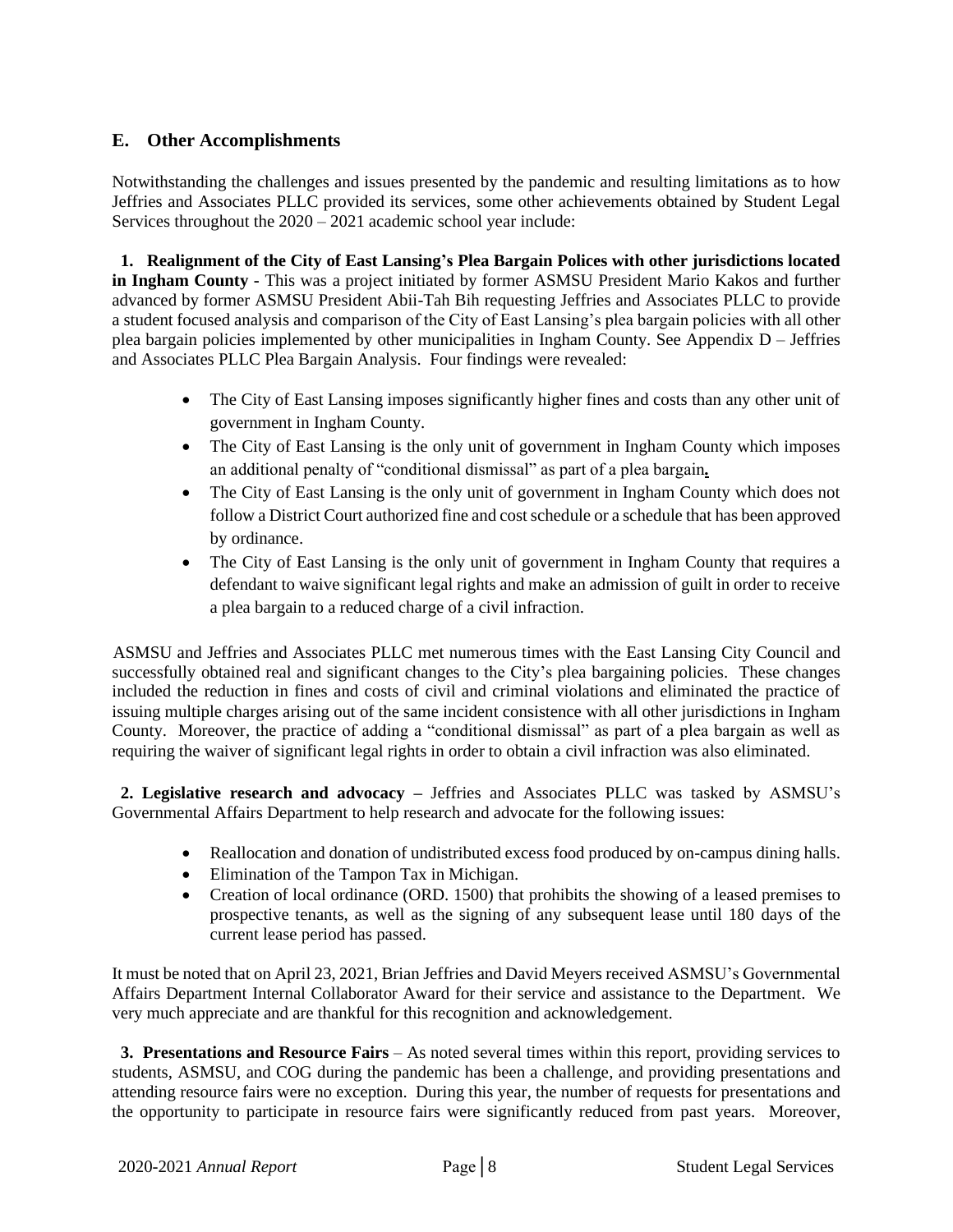## E. Other Accomplishments

Notwithstanding the challenges and issues presented by the pandemic and resulting limitations as to how Jeffries and Associates PLLC provided its services, some other achievements obtained by Student Legal Services throughout the 2020 – 2021 academic school year include:

**1. Realignment of the City of East Lansing's Plea Bargain Polices with other jurisdictions located in Ingham County -** This was a project initiated by former ASMSU President Mario Kakos and further advanced by former ASMSU President Abii-Tah Bih requesting Jeffries and Associates PLLC to provide a student focused analysis and comparison of the City of East Lansing's plea bargain policies with all other plea bargain policies implemented by other municipalities in Ingham County. See Appendix D – Jeffries and Associates PLLC Plea Bargain Analysis. Four findings were revealed:

- The City of East Lansing imposes significantly higher fines and costs than any other unit of government in Ingham County.
- The City of East Lansing is the only unit of government in Ingham County which imposes an additional penalty of "conditional dismissal" as part of a plea bargain.
- The City of East Lansing is the only unit of government in Ingham County which does not follow a District Court authorized fine and cost schedule or a schedule that has been approved by ordinance.
- The City of East Lansing is the only unit of government in Ingham County that requires a defendant to waive significant legal rights and make an admission of guilt in order to receive a plea bargain to a reduced charge of a civil infraction.

ASMSU and Jeffries and Associates PLLC met numerous times with the East Lansing City Council and successfully obtained real and significant changes to the City's plea bargaining policies. These changes included the reduction in fines and costs of civil and criminal violations and eliminated the practice of issuing multiple charges arising out of the same incident consistence with all other jurisdictions in Ingham County. Moreover, the practice of adding a "conditional dismissal" as part of a plea bargain as well as requiring the waiver of significant legal rights in order to obtain a civil infraction was also eliminated.

**2. Legislative research and advocacy –** Jeffries and Associates PLLC was tasked by ASMSU's Governmental Affairs Department to help research and advocate for the following issues:

- Reallocation and donation of undistributed excess food produced by on-campus dining halls.
- Elimination of the Tampon Tax in Michigan.
- Creation of local ordinance (ORD. 1500) that prohibits the showing of a leased premises to prospective tenants, as well as the signing of any subsequent lease until 180 days of the current lease period has passed.

It must be noted that on April 23, 2021, Brian Jeffries and David Meyers received ASMSU's Governmental Affairs Department Internal Collaborator Award for their service and assistance to the Department. We very much appreciate and are thankful for this recognition and acknowledgement.

**3. Presentations and Resource Fairs** – As noted several times within this report, providing services to students, ASMSU, and COG during the pandemic has been a challenge, and providing presentations and attending resource fairs were no exception. During this year, the number of requests for presentations and the opportunity to participate in resource fairs were significantly reduced from past years. Moreover,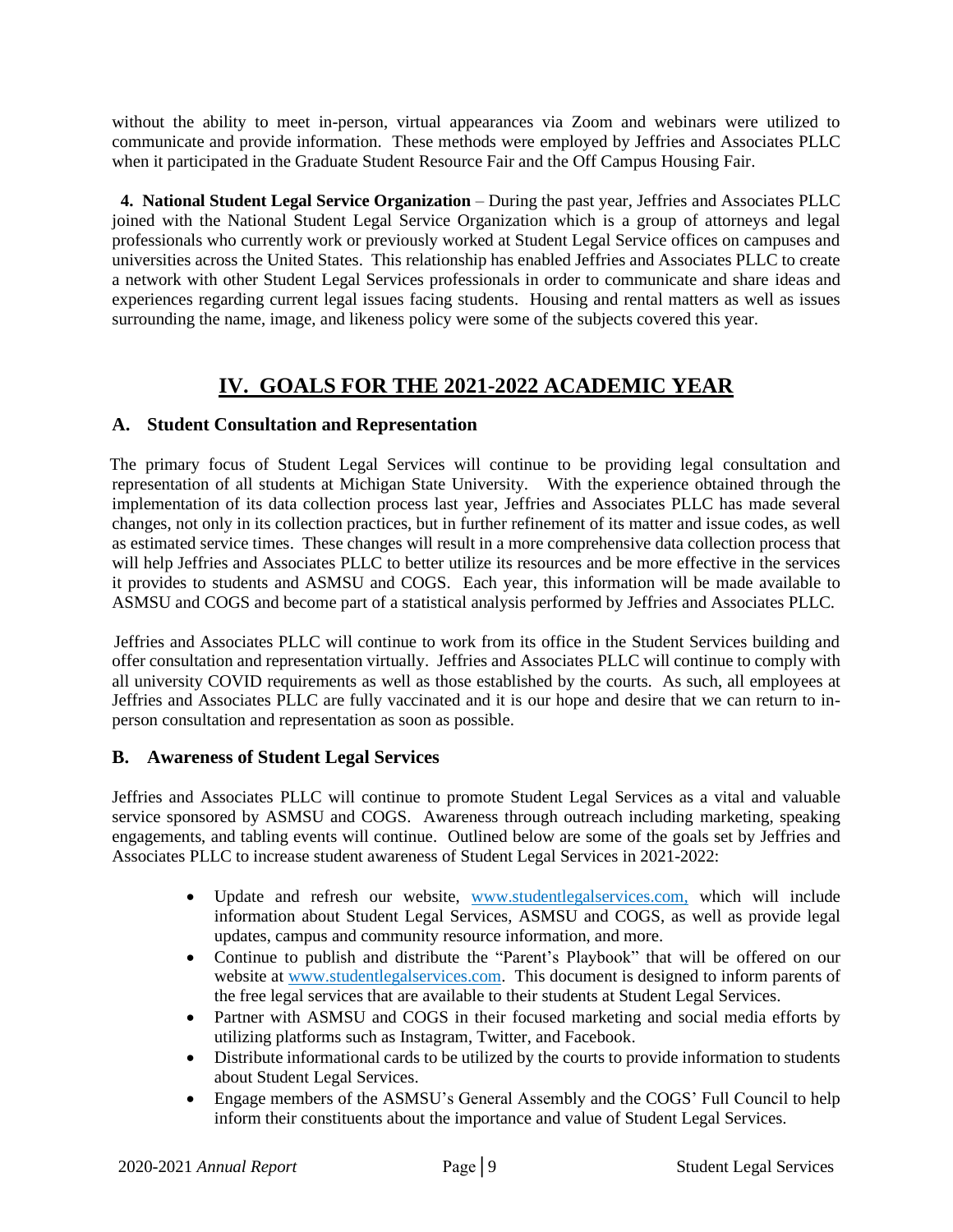without the ability to meet in-person, virtual appearances via Zoom and webinars were utilized to communicate and provide information. These methods were employed by Jeffries and Associates PLLC when it participated in the Graduate Student Resource Fair and the Off Campus Housing Fair.

**4. National Student Legal Service Organization** – During the past year, Jeffries and Associates PLLC joined with the National Student Legal Service Organization which is a group of attorneys and legal professionals who currently work or previously worked at Student Legal Service offices on campuses and universities across the United States. This relationship has enabled Jeffries and Associates PLLC to create a network with other Student Legal Services professionals in order to communicate and share ideas and experiences regarding current legal issues facing students. Housing and rental matters as well as issues surrounding the name, image, and likeness policy were some of the subjects covered this year.

# IV. GOALS FOR THE 2021-2022 ACADEMIC YEAR

## A. Student Consultation and Representation

The primary focus of Student Legal Services will continue to be providing legal consultation and representation of all students at Michigan State University. With the experience obtained through the implementation of its data collection process last year, Jeffries and Associates PLLC has made several changes, not only in its collection practices, but in further refinement of its matter and issue codes, as well as estimated service times. These changes will result in a more comprehensive data collection process that will help Jeffries and Associates PLLC to better utilize its resources and be more effective in the services it provides to students and ASMSU and COGS. Each year, this information will be made available to ASMSU and COGS and become part of a statistical analysis performed by Jeffries and Associates PLLC.

Jeffries and Associates PLLC will continue to work from its office in the Student Services building and offer consultation and representation virtually. Jeffries and Associates PLLC will continue to comply with all university COVID requirements as well as those established by the courts. As such, all employees at Jeffries and Associates PLLC are fully vaccinated and it is our hope and desire that we can return to in-person consultation and representation as soon as possible.

## B. Awareness of Student Legal Services

Jeffries and Associates PLLC will continue to promote Student Legal Services as a vital and valuable service sponsored by ASMSU and COGS. Awareness through outreach including marketing, speaking engagements, and tabling events will continue. Outlined below are some of the goals set by Jeffries and Associates PLLC to increase student awareness of Student Legal Services in 2021-2022:

- Update and refresh our website, www.studentlegalservices.com, which will include information about Student Legal Services, ASMSU and COGS, as well as provide legal updates, campus and community resource information, and more.
- Continue to publish and distribute the "Parent's Playbook" that will be offered on our website at www.studentlegalservices.com. This document is designed to inform parents of the free legal services that are available to their students at Student Legal Services.
- Partner with ASMSU and COGS in their focused marketing and social media efforts by utilizing platforms such as Instagram, Twitter, and Facebook.
- Distribute informational cards to be utilized by the courts to provide information to students about Student Legal Services.
- Engage members of the ASMSU's General Assembly and the COGS' Full Council to help inform their constituents about the importance and value of Student Legal Services.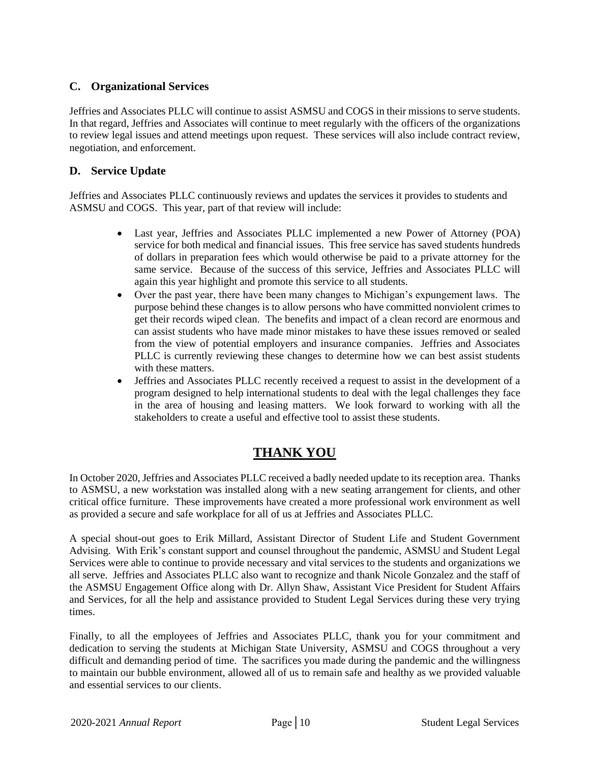### C. Organizational Services

Jeffries and Associates PLLC will continue to assist ASMSU and COGS in their missions to serve students. In that regard, Jeffries and Associates will continue to meet regularly with the officers of the organizations to review legal issues and attend meetings upon request. These services will also include contract review, negotiation, and enforcement.

### D. Service Update

Jeffries and Associates PLLC continuously reviews and updates the services it provides to students and ASMSU and COGS. This year, part of that review will include:

- Last year, Jeffries and Associates PLLC implemented a new Power of Attorney (POA) service for both medical and financial issues. This free service has saved students hundreds of dollars in preparation fees which would otherwise be paid to a private attorney for the same service. Because of the success of this service, Jeffries and Associates PLLC will again this year highlight and promote this service to all students.
- Over the past year, there have been many changes to Michigan's expungement laws. The purpose behind these changes is to allow persons who have committed nonviolent crimes to get their records wiped clean. The benefits and impact of a clean record are enormous and can assist students who have made minor mistakes to have these issues removed or sealed from the view of potential employers and insurance companies. Jeffries and Associates PLLC is currently reviewing these changes to determine how we can best assist students with these matters.
- Jeffries and Associates PLLC recently received a request to assist in the development of a program designed to help international students to deal with the legal challenges they face in the area of housing and leasing matters. We look forward to working with all the stakeholders to create a useful and effective tool to assist these students.

## THANK YOU

In October 2020, Jeffries and Associates PLLC received a badly needed update to its reception area. Thanks to ASMSU, a new workstation was installed along with a new seating arrangement for clients, and other critical office furniture. These improvements have created a more professional work environment as well as provided a secure and safe workplace for all of us at Jeffries and Associates PLLC.

A special shout-out goes to Erik Millard, Assistant Director of Student Life and Student Government Advising. With Erik's constant support and counsel throughout the pandemic, ASMSU and Student Legal Services were able to continue to provide necessary and vital services to the students and organizations we all serve. Jeffries and Associates PLLC also want to recognize and thank Nicole Gonzalez and the staff of the ASMSU Engagement Office along with Dr. Allyn Shaw, Assistant Vice President for Student Affairs and Services, for all the help and assistance provided to Student Legal Services during these very trying times.

Finally, to all the employees of Jeffries and Associates PLLC, thank you for your commitment and dedication to serving the students at Michigan State University, ASMSU and COGS throughout a very difficult and demanding period of time. The sacrifices you made during the pandemic and the willingness to maintain our bubble environment, allowed all of us to remain safe and healthy as we provided valuable and essential services to our clients.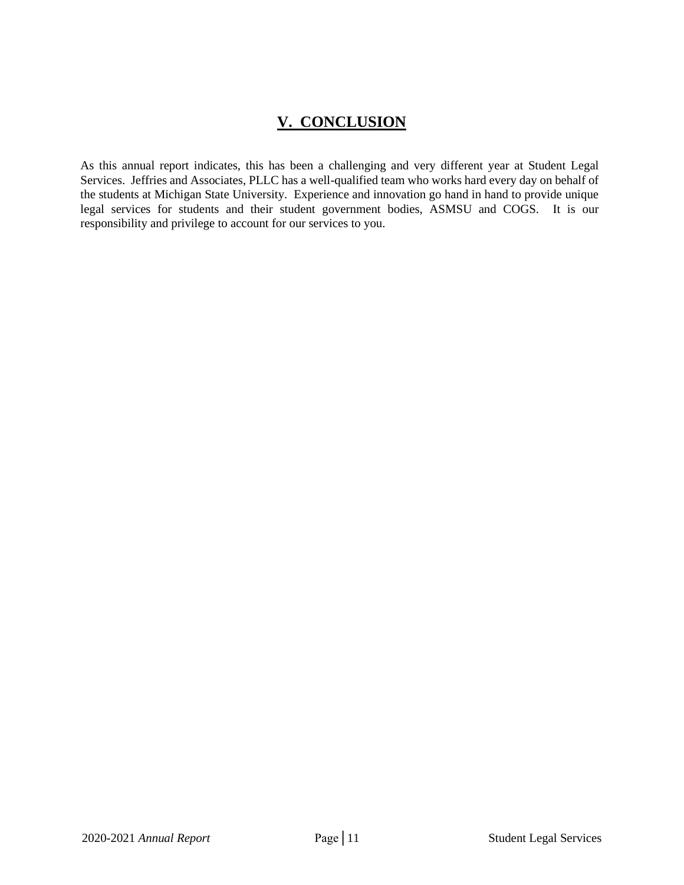# V. CONCLUSION

As this annual report indicates, this has been a challenging and very different year at Student Legal Services. Jeffries and Associates, PLLC has a well-qualified team who works hard every day on behalf of the students at Michigan State University. Experience and innovation go hand in hand to provide unique legal services for students and their student government bodies, ASMSU and COGS. It is our responsibility and privilege to account for our services to you.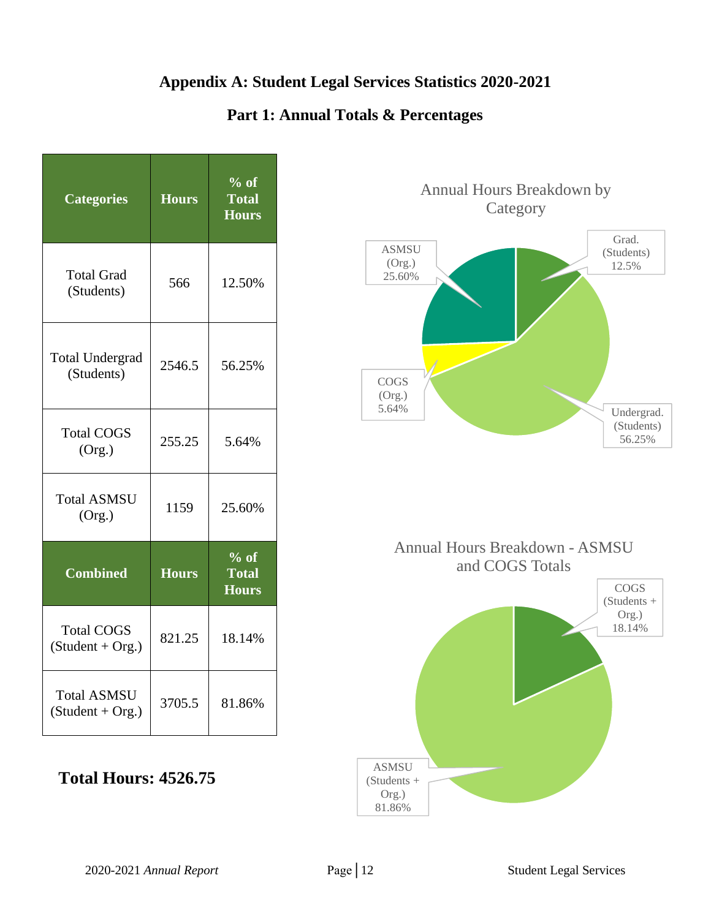# Appendix A: Student Legal Services Statistics 2020-2021

## Part 1: Annual Totals & Percentages

| Categories | Hours | % of Total Hours |
|---|---|---|
| Total Grad (Students) | 566 | 12.50% |
| Total Undergrad (Students) | 2546.5 | 56.25% |
| Total COGS (Org.) | 255.25 | 5.64% |
| Total ASMSU (Org.) | 1159 | 25.60% |
| **Combined** | **Hours** | **% of Total Hours** |
| Total COGS (Student + Org.) | 821.25 | 18.14% |
| Total ASMSU (Student + Org.) | 3705.5 | 81.86% |

**Total Hours: 4526.75**

Annual Hours Breakdown by Category

- Grad. (Students) 12.5%
- Undergrad. (Students) 56.25%
- COGS (Org.) 5.64%
- ASMSU (Org.) 25.60%

Annual Hours Breakdown - ASMSU and COGS Totals

- COGS (Students + Org.) 18.14%
- ASMSU (Students + Org.) 81.86%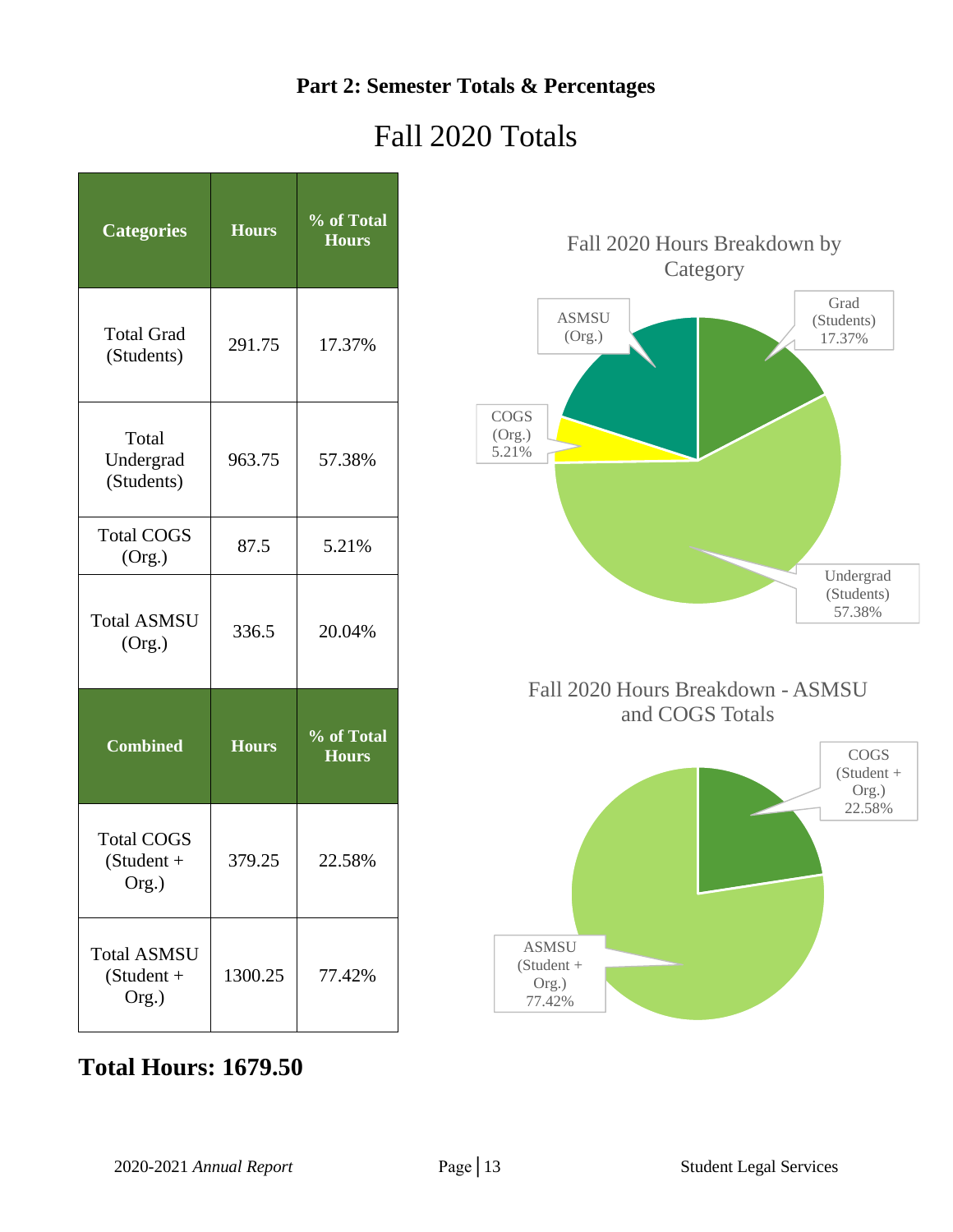## Part 2: Semester Totals & Percentages

# Fall 2020 Totals

| Categories | Hours | % of Total Hours |
|---|---|---|
| Total Grad (Students) | 291.75 | 17.37% |
| Total Undergrad (Students) | 963.75 | 57.38% |
| Total COGS (Org.) | 87.5 | 5.21% |
| Total ASMSU (Org.) | 336.5 | 20.04% |
| **Combined** | **Hours** | **% of Total Hours** |
| Total COGS (Student + Org.) | 379.25 | 22.58% |
| Total ASMSU (Student + Org.) | 1300.25 | 77.42% |

**Total Hours: 1679.50**

Fall 2020 Hours Breakdown by Category

- Grad (Students) 17.37%
- Undergrad (Students) 57.38%
- COGS (Org.) 5.21%
- ASMSU (Org.)

Fall 2020 Hours Breakdown - ASMSU and COGS Totals

- COGS (Student + Org.) 22.58%
- ASMSU (Student + Org.) 77.42%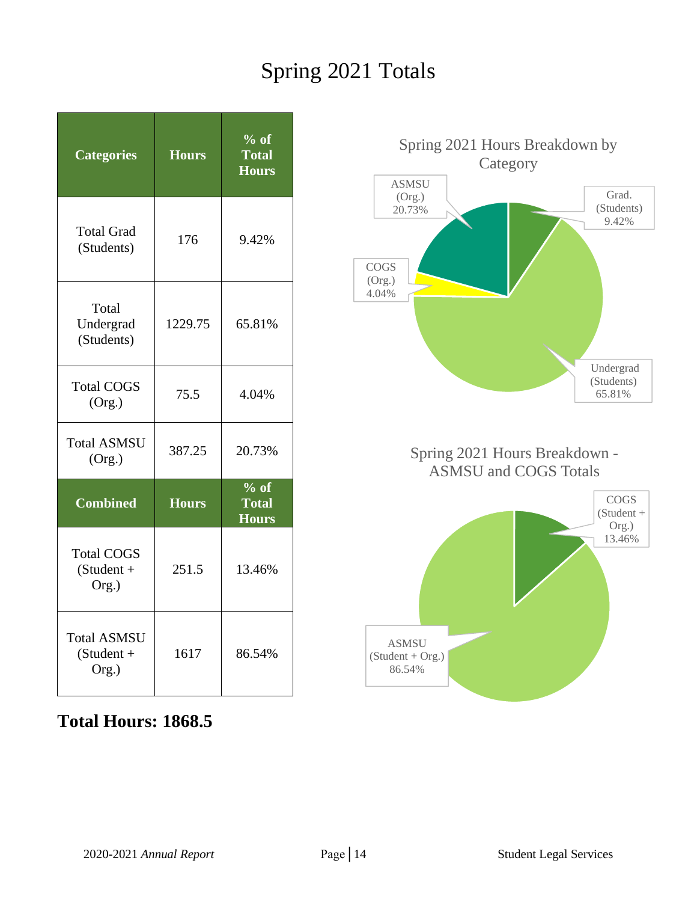# Spring 2021 Totals

| Categories | Hours | % of Total Hours |
|---|---|---|
| Total Grad (Students) | 176 | 9.42% |
| Total Undergrad (Students) | 1229.75 | 65.81% |
| Total COGS (Org.) | 75.5 | 4.04% |
| Total ASMSU (Org.) | 387.25 | 20.73% |
| **Combined** | **Hours** | **% of Total Hours** |
| Total COGS (Student + Org.) | 251.5 | 13.46% |
| Total ASMSU (Student + Org.) | 1617 | 86.54% |

**Total Hours: 1868.5**

Spring 2021 Hours Breakdown by Category

- Grad. (Students) 9.42%
- Undergrad (Students) 65.81%
- COGS (Org.) 4.04%
- ASMSU (Org.) 20.73%

Spring 2021 Hours Breakdown - ASMSU and COGS Totals

- COGS (Student + Org.) 13.46%
- ASMSU (Student + Org.) 86.54%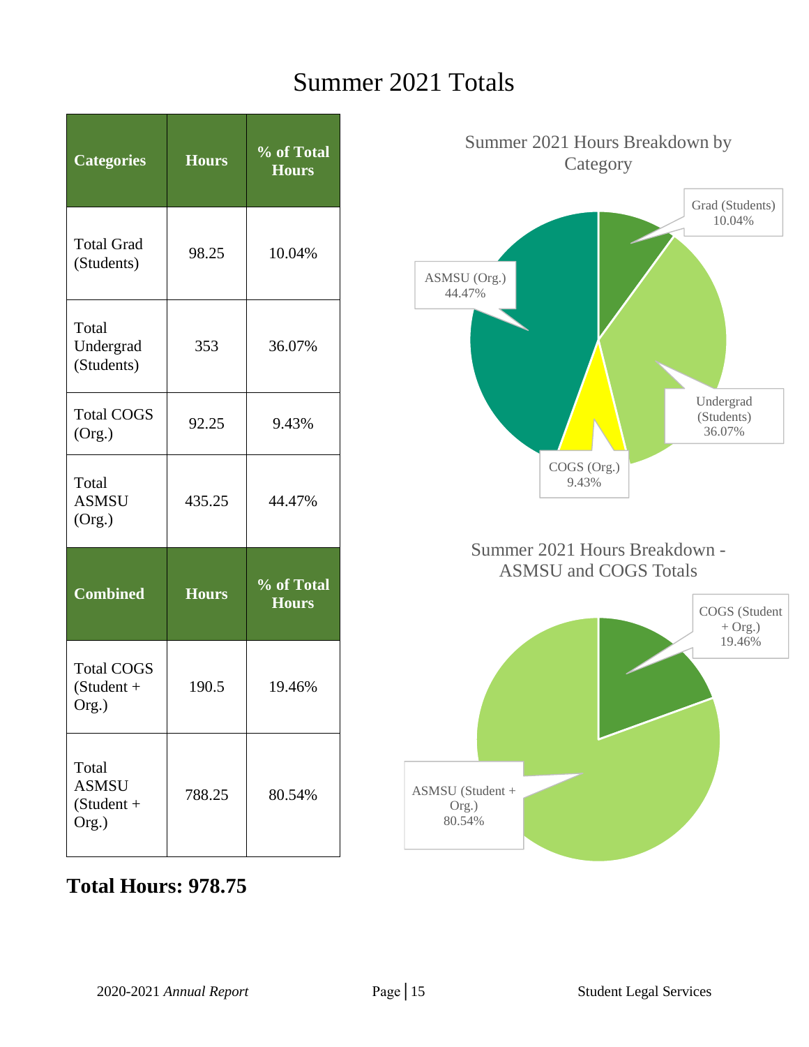# Summer 2021 Totals

| Categories | Hours | % of Total Hours |
|---|---|---|
| Total Grad (Students) | 98.25 | 10.04% |
| Total Undergrad (Students) | 353 | 36.07% |
| Total COGS (Org.) | 92.25 | 9.43% |
| Total ASMSU (Org.) | 435.25 | 44.47% |
| **Combined** | **Hours** | **% of Total Hours** |
| Total COGS (Student + Org.) | 190.5 | 19.46% |
| Total ASMSU (Student + Org.) | 788.25 | 80.54% |

**Total Hours: 978.75**

Summer 2021 Hours Breakdown by Category

- Grad (Students) 10.04%
- Undergrad (Students) 36.07%
- COGS (Org.) 9.43%
- ASMSU (Org.) 44.47%

Summer 2021 Hours Breakdown - ASMSU and COGS Totals

- COGS (Student + Org.) 19.46%
- ASMSU (Student + Org.) 80.54%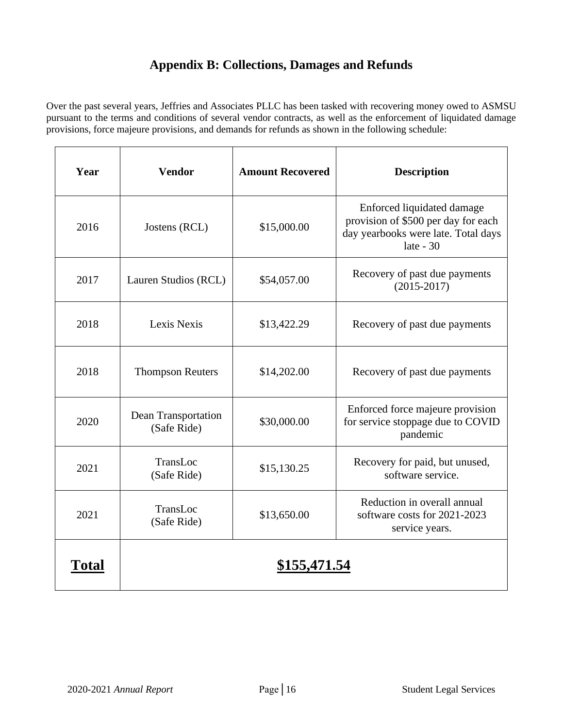# Appendix B: Collections, Damages and Refunds

Over the past several years, Jeffries and Associates PLLC has been tasked with recovering money owed to ASMSU pursuant to the terms and conditions of several vendor contracts, as well as the enforcement of liquidated damage provisions, force majeure provisions, and demands for refunds as shown in the following schedule:

| Year | Vendor | Amount Recovered | Description |
|---|---|---|---|
| 2016 | Jostens (RCL) | $15,000.00 | Enforced liquidated damage provision of $500 per day for each day yearbooks were late. Total days late - 30 |
| 2017 | Lauren Studios (RCL) | $54,057.00 | Recovery of past due payments (2015-2017) |
| 2018 | Lexis Nexis | $13,422.29 | Recovery of past due payments |
| 2018 | Thompson Reuters | $14,202.00 | Recovery of past due payments |
| 2020 | Dean Transportation (Safe Ride) | $30,000.00 | Enforced force majeure provision for service stoppage due to COVID pandemic |
| 2021 | TransLoc (Safe Ride) | $15,130.25 | Recovery for paid, but unused, software service. |
| 2021 | TransLoc (Safe Ride) | $13,650.00 | Reduction in overall annual software costs for 2021-2023 service years. |
| **Total** | **$155,471.54** | | |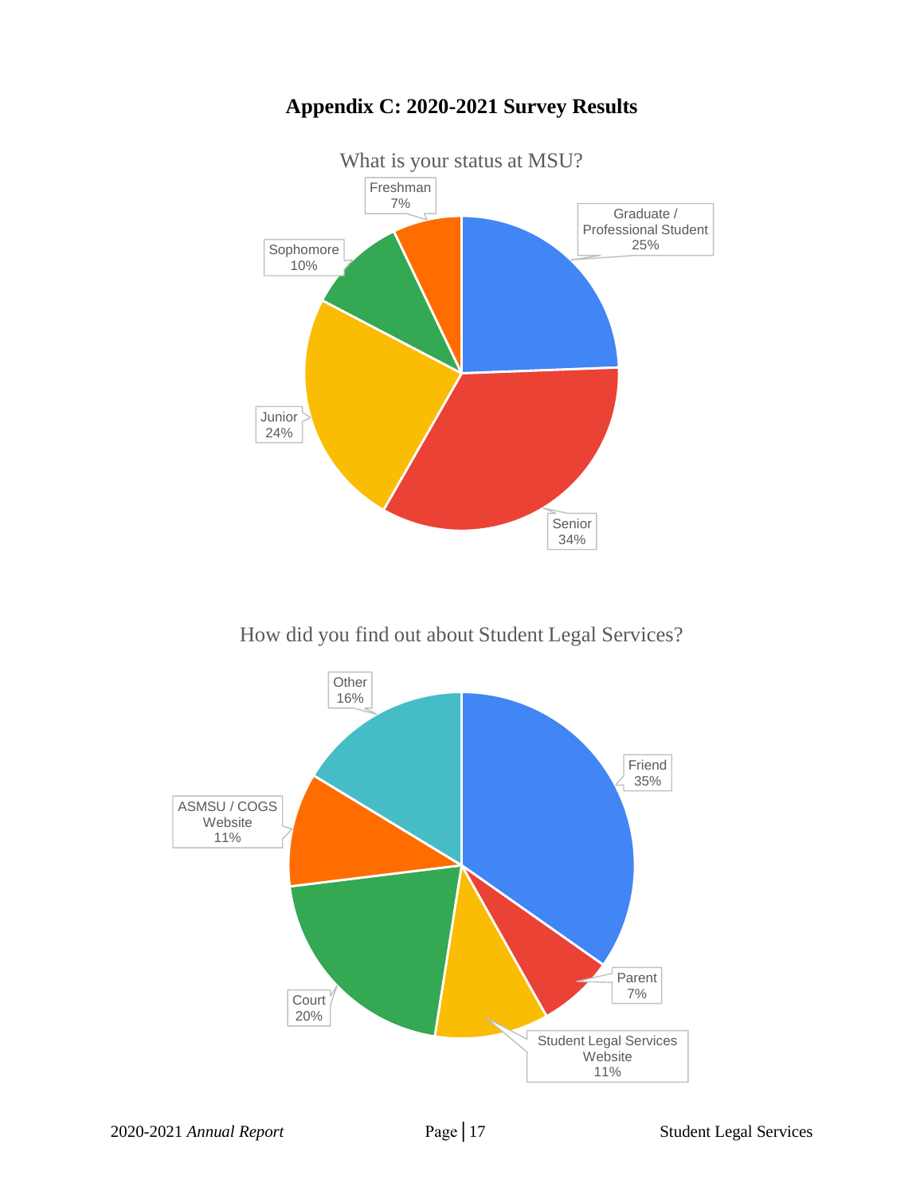# Appendix C: 2020-2021 Survey Results

What is your status at MSU?

| Status | Percentage |
|---|---|
| Graduate / Professional Student | 25% |
| Senior | 34% |
| Junior | 24% |
| Sophomore | 10% |
| Freshman | 7% |

How did you find out about Student Legal Services?

| Source | Percentage |
|---|---|
| Friend | 35% |
| Parent | 7% |
| Student Legal Services Website | 11% |
| Court | 20% |
| ASMSU / COGS Website | 11% |
| Other | 16% |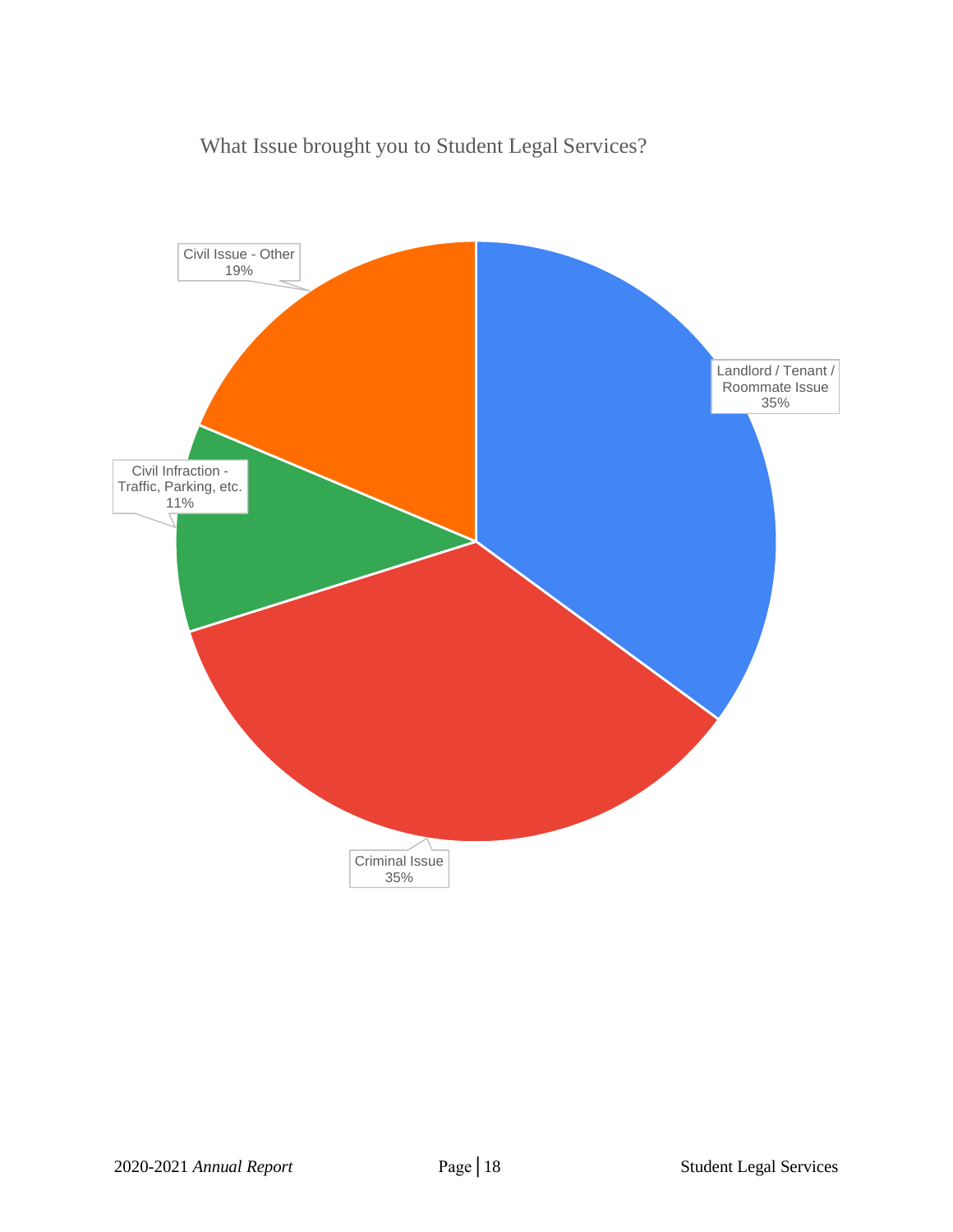What Issue brought you to Student Legal Services?

| Issue | Percentage |
| --- | --- |
| Landlord / Tenant / Roommate Issue | 35% |
| Criminal Issue | 35% |
| Civil Infraction - Traffic, Parking, etc. | 11% |
| Civil Issue - Other | 19% |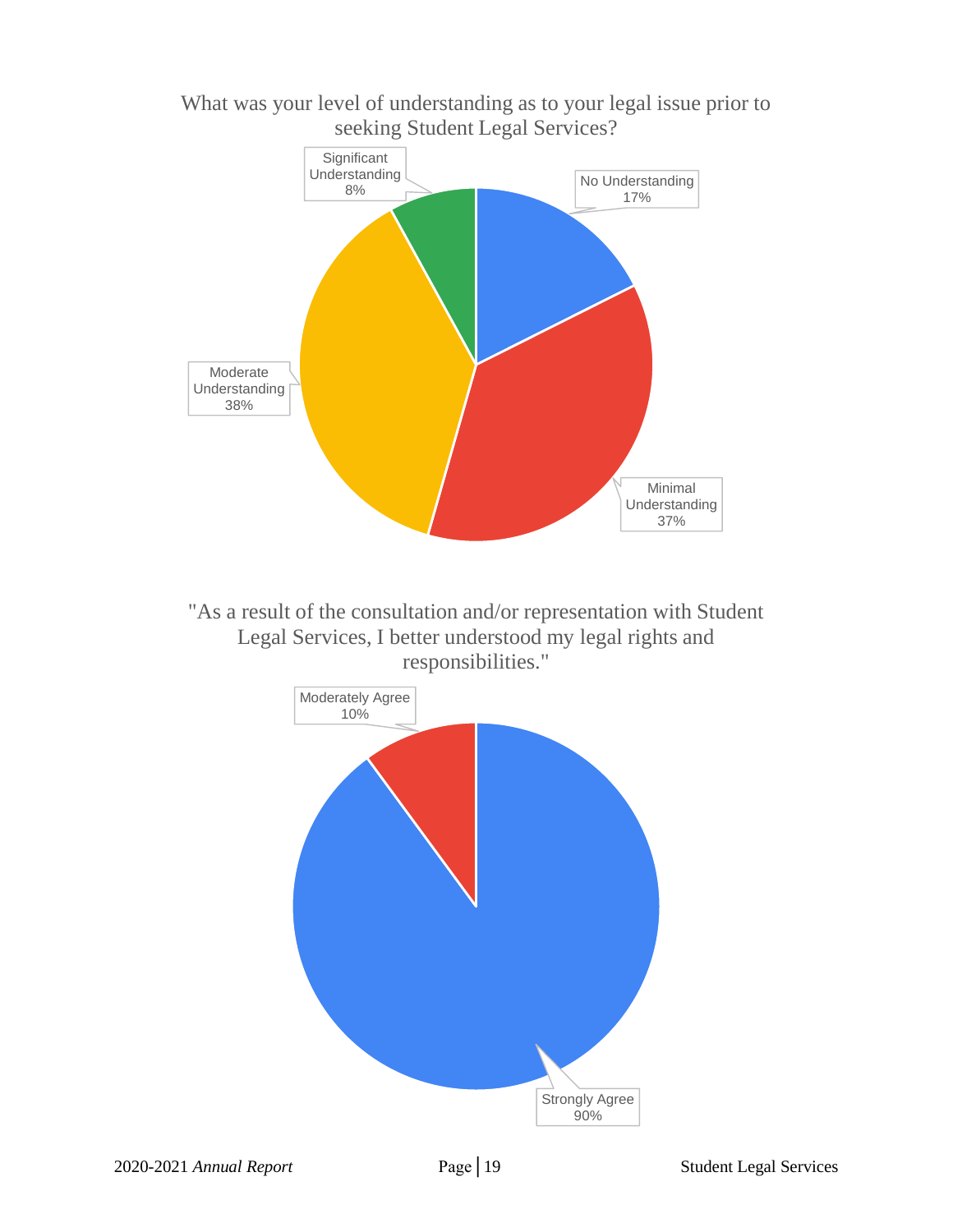What was your level of understanding as to your legal issue prior to seeking Student Legal Services?

| Level of Understanding | Percentage |
| --- | --- |
| No Understanding | 17% |
| Minimal Understanding | 37% |
| Moderate Understanding | 38% |
| Significant Understanding | 8% |

"As a result of the consultation and/or representation with Student Legal Services, I better understood my legal rights and responsibilities."

| Response | Percentage |
| --- | --- |
| Strongly Agree | 90% |
| Moderately Agree | 10% |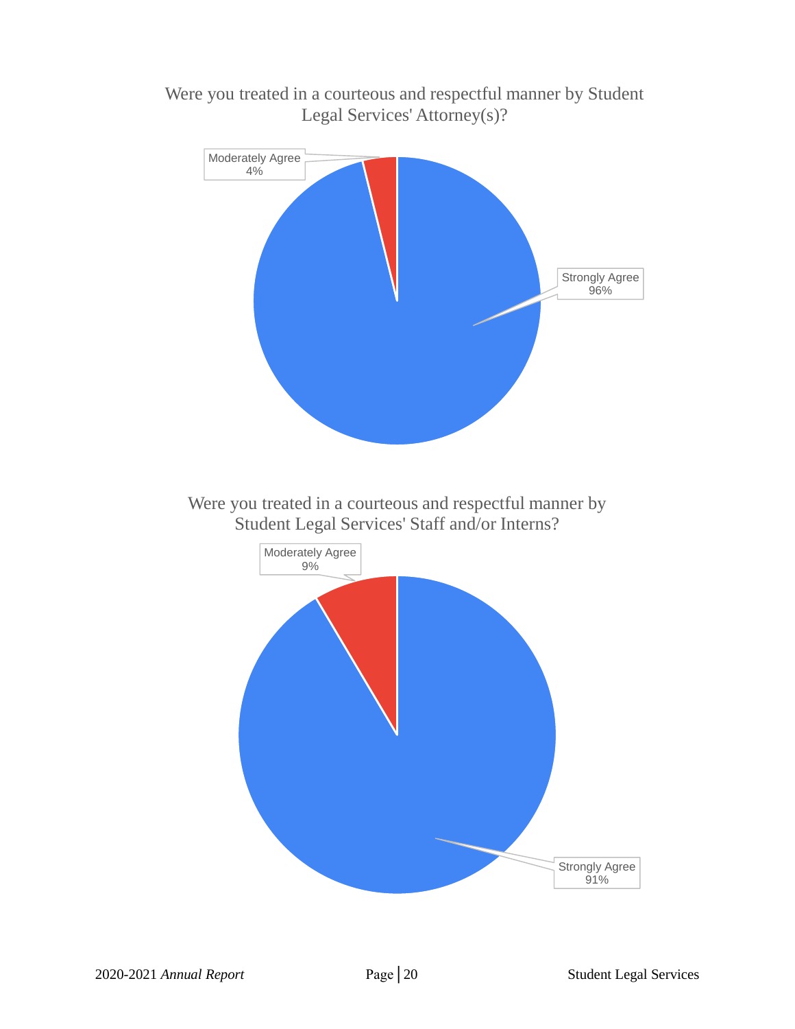Were you treated in a courteous and respectful manner by Student Legal Services' Attorney(s)?

Moderately Agree
4%

Strongly Agree
96%

Were you treated in a courteous and respectful manner by Student Legal Services' Staff and/or Interns?

Moderately Agree
9%

Strongly Agree
91%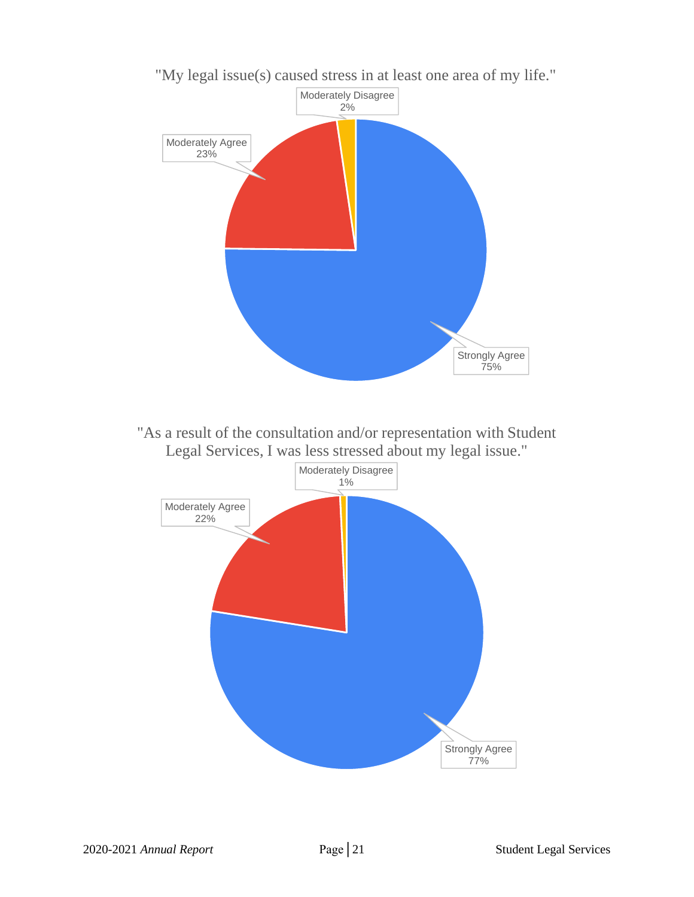"My legal issue(s) caused stress in at least one area of my life."

| Response | Percentage |
| --- | --- |
| Strongly Agree | 75% |
| Moderately Agree | 23% |
| Moderately Disagree | 2% |

"As a result of the consultation and/or representation with Student Legal Services, I was less stressed about my legal issue."

| Response | Percentage |
| --- | --- |
| Strongly Agree | 77% |
| Moderately Agree | 22% |
| Moderately Disagree | 1% |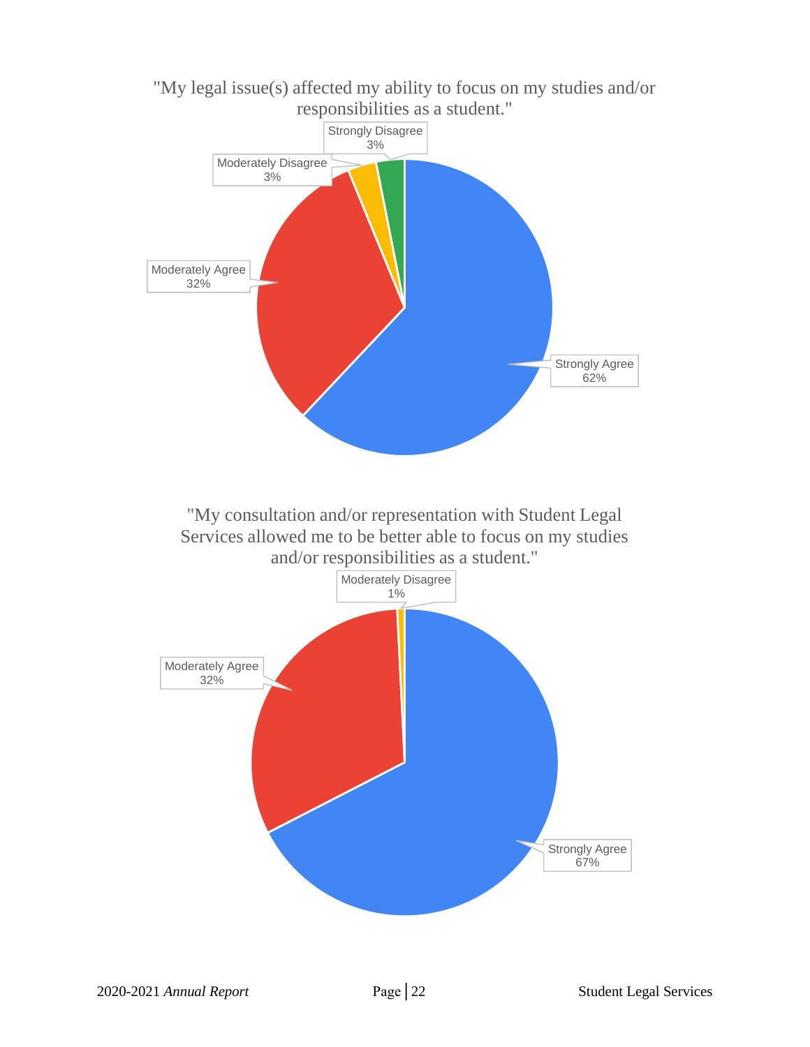"My legal issue(s) affected my ability to focus on my studies and/or responsibilities as a student."

| Response | Percentage |
| --- | --- |
| Strongly Agree | 62% |
| Moderately Agree | 32% |
| Moderately Disagree | 3% |
| Strongly Disagree | 3% |

"My consultation and/or representation with Student Legal Services allowed me to be better able to focus on my studies and/or responsibilities as a student."

| Response | Percentage |
| --- | --- |
| Strongly Agree | 67% |
| Moderately Agree | 32% |
| Moderately Disagree | 1% |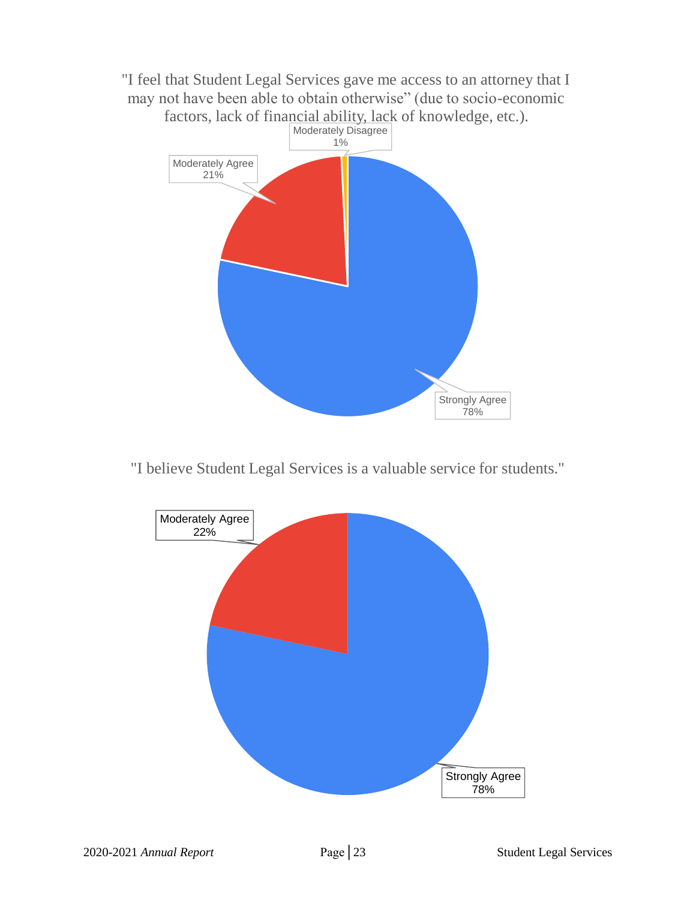"I feel that Student Legal Services gave me access to an attorney that I may not have been able to obtain otherwise" (due to socio-economic factors, lack of financial ability, lack of knowledge, etc.).

Moderately Disagree 1%

Moderately Agree 21%

Strongly Agree 78%

"I believe Student Legal Services is a valuable service for students."

Moderately Agree 22%

Strongly Agree 78%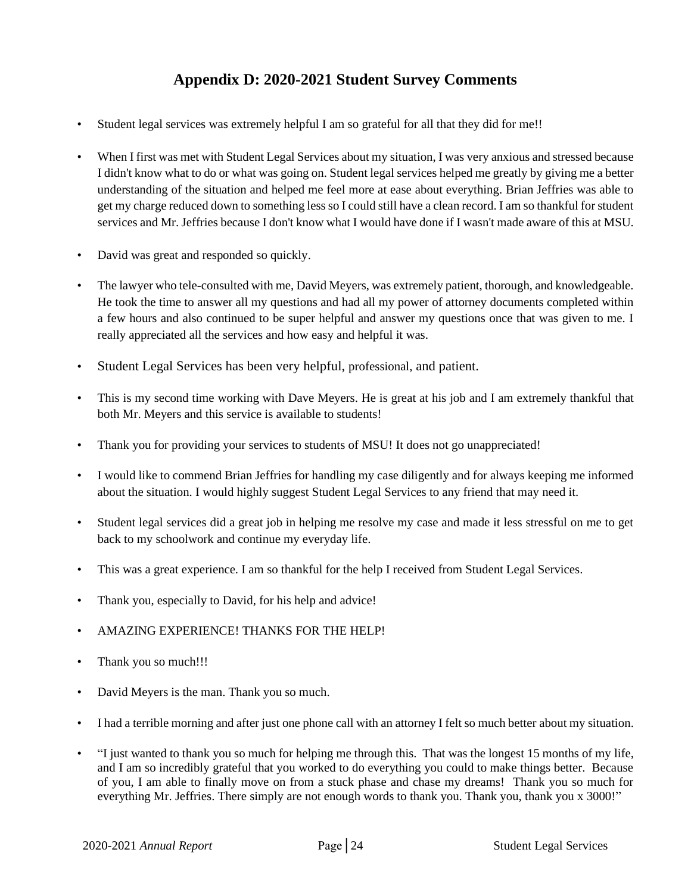## Appendix D: 2020-2021 Student Survey Comments

- Student legal services was extremely helpful I am so grateful for all that they did for me!!
- When I first was met with Student Legal Services about my situation, I was very anxious and stressed because I didn't know what to do or what was going on. Student legal services helped me greatly by giving me a better understanding of the situation and helped me feel more at ease about everything. Brian Jeffries was able to get my charge reduced down to something less so I could still have a clean record. I am so thankful for student services and Mr. Jeffries because I don't know what I would have done if I wasn't made aware of this at MSU.
- David was great and responded so quickly.
- The lawyer who tele-consulted with me, David Meyers, was extremely patient, thorough, and knowledgeable. He took the time to answer all my questions and had all my power of attorney documents completed within a few hours and also continued to be super helpful and answer my questions once that was given to me. I really appreciated all the services and how easy and helpful it was.
- Student Legal Services has been very helpful, professional, and patient.
- This is my second time working with Dave Meyers. He is great at his job and I am extremely thankful that both Mr. Meyers and this service is available to students!
- Thank you for providing your services to students of MSU! It does not go unappreciated!
- I would like to commend Brian Jeffries for handling my case diligently and for always keeping me informed about the situation. I would highly suggest Student Legal Services to any friend that may need it.
- Student legal services did a great job in helping me resolve my case and made it less stressful on me to get back to my schoolwork and continue my everyday life.
- This was a great experience. I am so thankful for the help I received from Student Legal Services.
- Thank you, especially to David, for his help and advice!
- AMAZING EXPERIENCE! THANKS FOR THE HELP!
- Thank you so much!!!
- David Meyers is the man. Thank you so much.
- I had a terrible morning and after just one phone call with an attorney I felt so much better about my situation.
- "I just wanted to thank you so much for helping me through this. That was the longest 15 months of my life, and I am so incredibly grateful that you worked to do everything you could to make things better. Because of you, I am able to finally move on from a stuck phase and chase my dreams! Thank you so much for everything Mr. Jeffries. There simply are not enough words to thank you. Thank you, thank you x 3000!"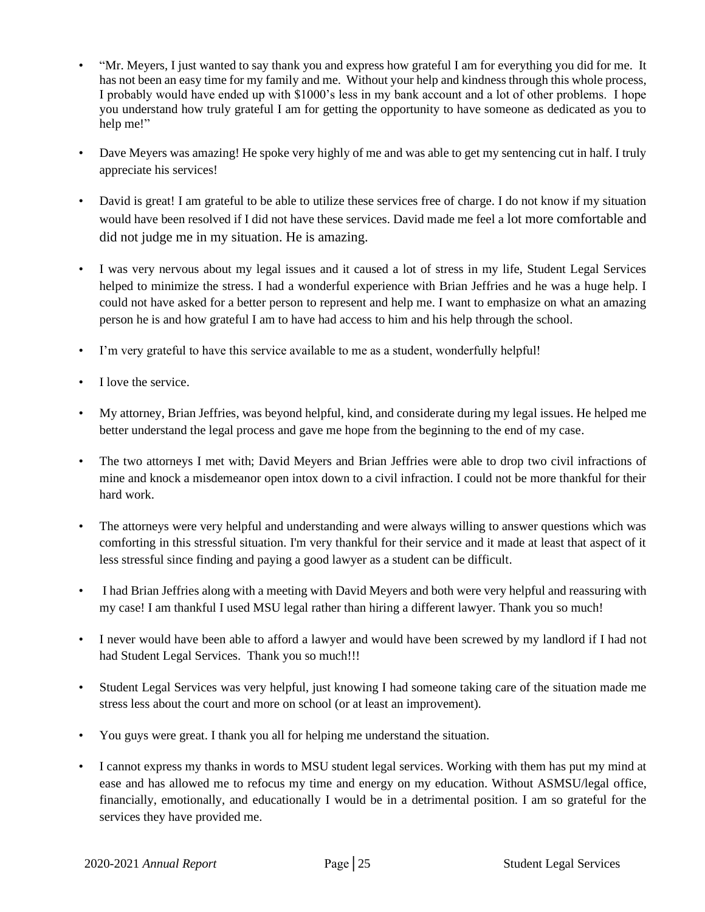- "Mr. Meyers, I just wanted to say thank you and express how grateful I am for everything you did for me. It has not been an easy time for my family and me. Without your help and kindness through this whole process, I probably would have ended up with $1000's less in my bank account and a lot of other problems. I hope you understand how truly grateful I am for getting the opportunity to have someone as dedicated as you to help me!"

- Dave Meyers was amazing! He spoke very highly of me and was able to get my sentencing cut in half. I truly appreciate his services!

- David is great! I am grateful to be able to utilize these services free of charge. I do not know if my situation would have been resolved if I did not have these services. David made me feel a lot more comfortable and did not judge me in my situation. He is amazing.

- I was very nervous about my legal issues and it caused a lot of stress in my life, Student Legal Services helped to minimize the stress. I had a wonderful experience with Brian Jeffries and he was a huge help. I could not have asked for a better person to represent and help me. I want to emphasize on what an amazing person he is and how grateful I am to have had access to him and his help through the school.

- I'm very grateful to have this service available to me as a student, wonderfully helpful!

- I love the service.

- My attorney, Brian Jeffries, was beyond helpful, kind, and considerate during my legal issues. He helped me better understand the legal process and gave me hope from the beginning to the end of my case.

- The two attorneys I met with; David Meyers and Brian Jeffries were able to drop two civil infractions of mine and knock a misdemeanor open intox down to a civil infraction. I could not be more thankful for their hard work.

- The attorneys were very helpful and understanding and were always willing to answer questions which was comforting in this stressful situation. I'm very thankful for their service and it made at least that aspect of it less stressful since finding and paying a good lawyer as a student can be difficult.

- I had Brian Jeffries along with a meeting with David Meyers and both were very helpful and reassuring with my case! I am thankful I used MSU legal rather than hiring a different lawyer. Thank you so much!

- I never would have been able to afford a lawyer and would have been screwed by my landlord if I had not had Student Legal Services. Thank you so much!!!

- Student Legal Services was very helpful, just knowing I had someone taking care of the situation made me stress less about the court and more on school (or at least an improvement).

- You guys were great. I thank you all for helping me understand the situation.

- I cannot express my thanks in words to MSU student legal services. Working with them has put my mind at ease and has allowed me to refocus my time and energy on my education. Without ASMSU/legal office, financially, emotionally, and educationally I would be in a detrimental position. I am so grateful for the services they have provided me.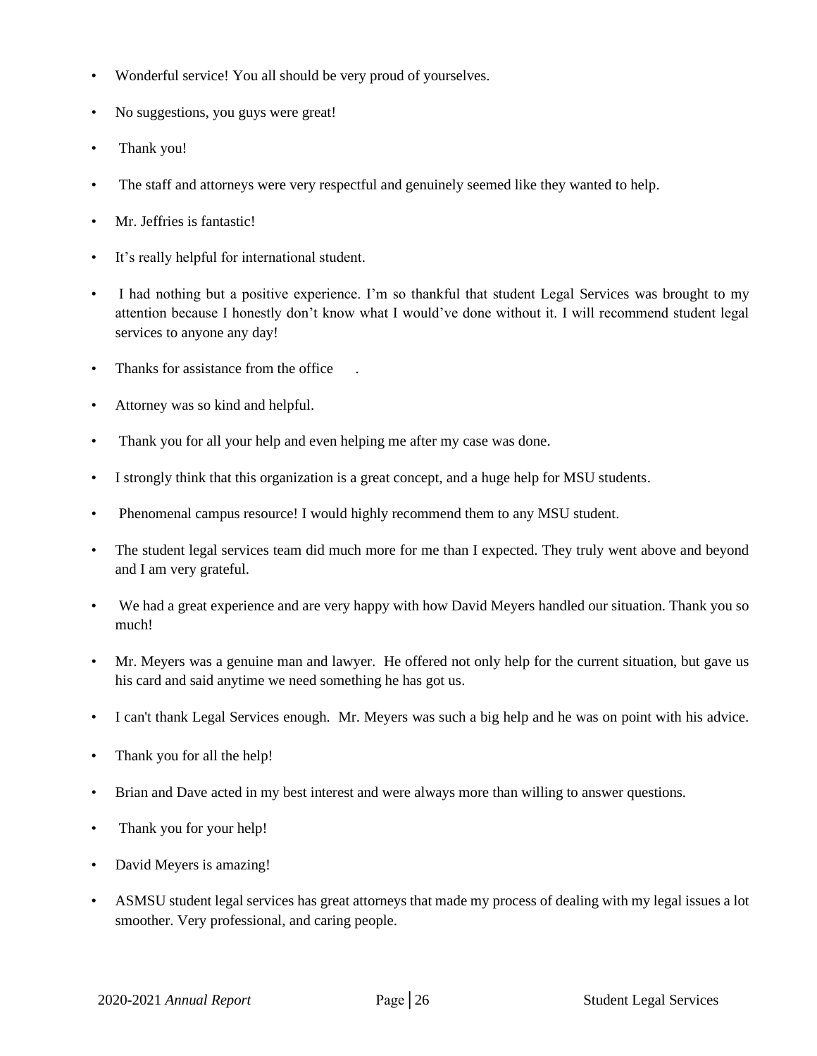- Wonderful service! You all should be very proud of yourselves.
- No suggestions, you guys were great!
- Thank you!
- The staff and attorneys were very respectful and genuinely seemed like they wanted to help.
- Mr. Jeffries is fantastic!
- It's really helpful for international student.
- I had nothing but a positive experience. I'm so thankful that student Legal Services was brought to my attention because I honestly don't know what I would've done without it. I will recommend student legal services to anyone any day!
- Thanks for assistance from the office .
- Attorney was so kind and helpful.
- Thank you for all your help and even helping me after my case was done.
- I strongly think that this organization is a great concept, and a huge help for MSU students.
- Phenomenal campus resource! I would highly recommend them to any MSU student.
- The student legal services team did much more for me than I expected. They truly went above and beyond and I am very grateful.
- We had a great experience and are very happy with how David Meyers handled our situation. Thank you so much!
- Mr. Meyers was a genuine man and lawyer. He offered not only help for the current situation, but gave us his card and said anytime we need something he has got us.
- I can't thank Legal Services enough. Mr. Meyers was such a big help and he was on point with his advice.
- Thank you for all the help!
- Brian and Dave acted in my best interest and were always more than willing to answer questions.
- Thank you for your help!
- David Meyers is amazing!
- ASMSU student legal services has great attorneys that made my process of dealing with my legal issues a lot smoother. Very professional, and caring people.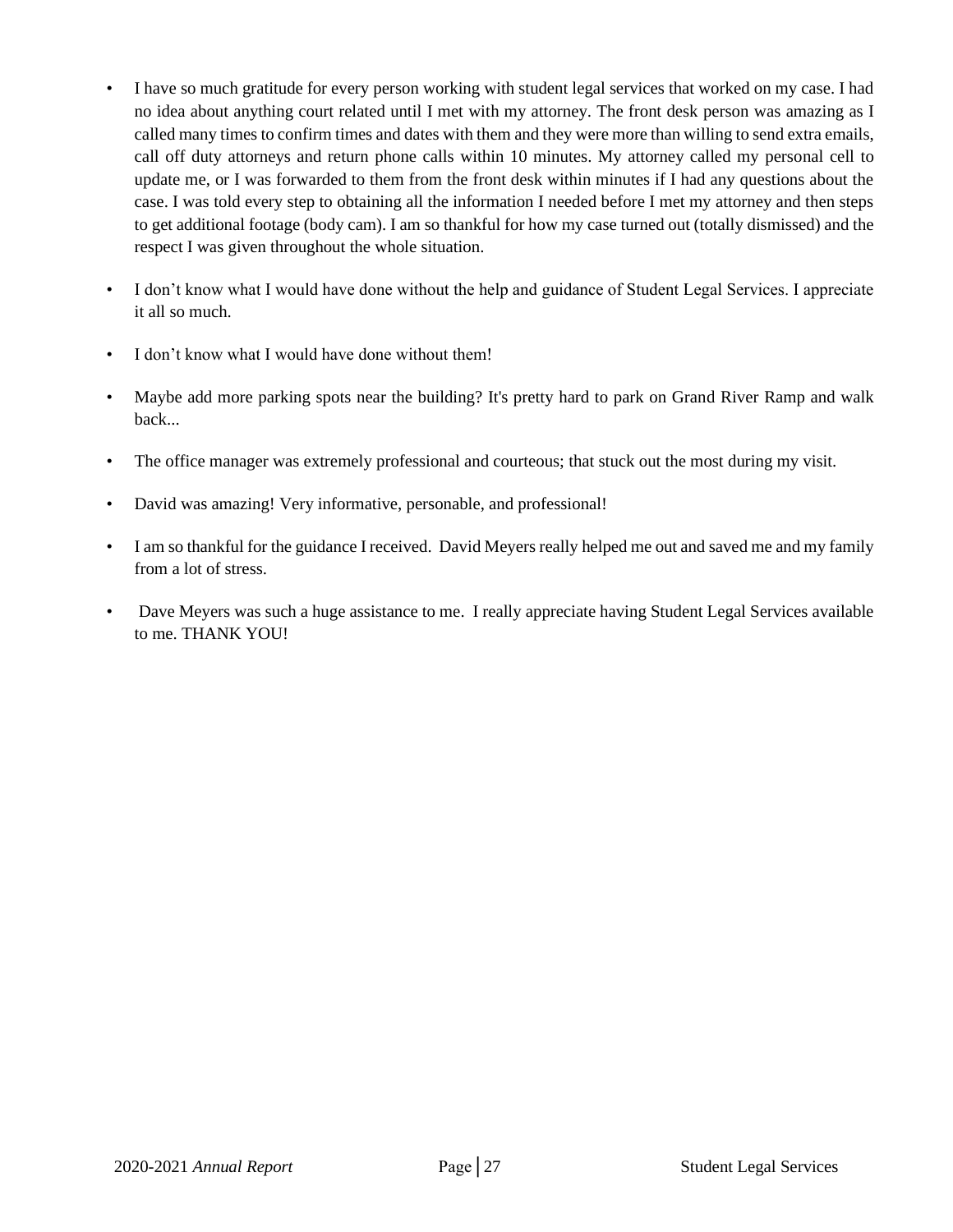- I have so much gratitude for every person working with student legal services that worked on my case. I had no idea about anything court related until I met with my attorney. The front desk person was amazing as I called many times to confirm times and dates with them and they were more than willing to send extra emails, call off duty attorneys and return phone calls within 10 minutes. My attorney called my personal cell to update me, or I was forwarded to them from the front desk within minutes if I had any questions about the case. I was told every step to obtaining all the information I needed before I met my attorney and then steps to get additional footage (body cam). I am so thankful for how my case turned out (totally dismissed) and the respect I was given throughout the whole situation.

- I don't know what I would have done without the help and guidance of Student Legal Services. I appreciate it all so much.

- I don't know what I would have done without them!

- Maybe add more parking spots near the building? It's pretty hard to park on Grand River Ramp and walk back...

- The office manager was extremely professional and courteous; that stuck out the most during my visit.

- David was amazing! Very informative, personable, and professional!

- I am so thankful for the guidance I received. David Meyers really helped me out and saved me and my family from a lot of stress.

- Dave Meyers was such a huge assistance to me. I really appreciate having Student Legal Services available to me. THANK YOU!